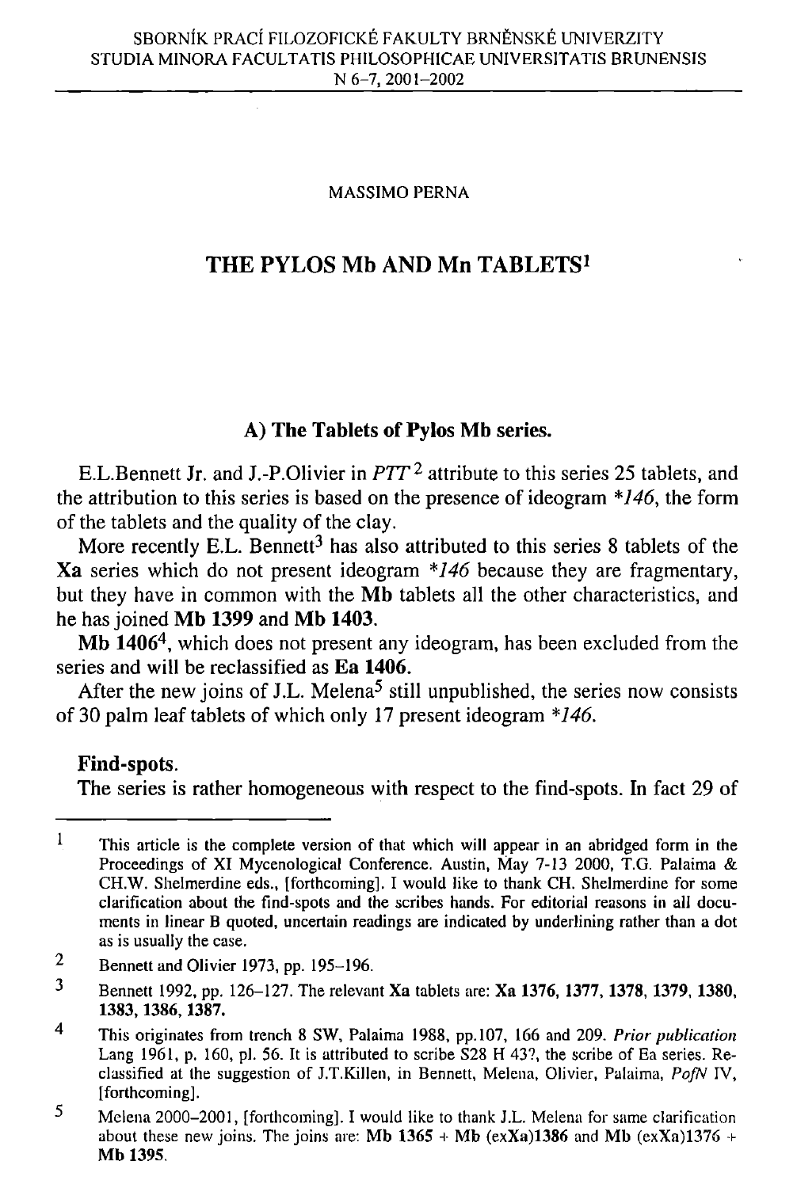MASSIMO PERNA

# THE PYLOS Mb AND Mn TABLETS[1]

## A) The Tablets of Pylos Mb series.

E.L.Bennett Jr. and J.-P.Olivier in *PTT*[2] attribute to this series 25 tablets, and the attribution to this series is based on the presence of ideogram *\*146*, the form of the tablets and the quality of the clay.

More recently E.L. Bennett[3] has also attributed to this series 8 tablets of the **Xa** series which do not present ideogram *\*146* because they are fragmentary, but they have in common with the **Mb** tablets all the other characteristics, and he has joined **Mb 1399** and **Mb 1403**.

**Mb 1406**[4], which does not present any ideogram, has been excluded from the series and will be reclassified as **Ea 1406**.

After the new joins of J.L. Melena[5] still unpublished, the series now consists of 30 palm leaf tablets of which only 17 present ideogram *\*146*.

### Find-spots.

The series is rather homogeneous with respect to the find-spots. In fact 29 of

---

1 This article is the complete version of that which will appear in an abridged form in the Proceedings of XI Mycenological Conference. Austin, May 7-13 2000, T.G. Palaima & CH.W. Shelmerdine eds., [forthcoming]. I would like to thank CH. Shelmerdine for some clarification about the find-spots and the scribes hands. For editorial reasons in all documents in linear B quoted, uncertain readings are indicated by underlining rather than a dot as is usually the case.

2 Bennett and Olivier 1973, pp. 195–196.

3 Bennett 1992, pp. 126–127. The relevant Xa tablets are: **Xa 1376, 1377, 1378, 1379, 1380, 1383, 1386, 1387.**

4 This originates from trench 8 SW, Palaima 1988, pp.107, 166 and 209. *Prior publication* Lang 1961, p. 160, pl. 56. It is attributed to scribe S28 H 43?, the scribe of Ea series. Reclassified at the suggestion of J.T.Killen, in Bennett, Melena, Olivier, Palaima, *PofN* IV, [forthcoming].

5 Melena 2000–2001, [forthcoming]. I would like to thank J.L. Melena for same clarification about these new joins. The joins are: **Mb 1365 + Mb (exXa)1386** and **Mb (exXa)1376 + Mb 1395**.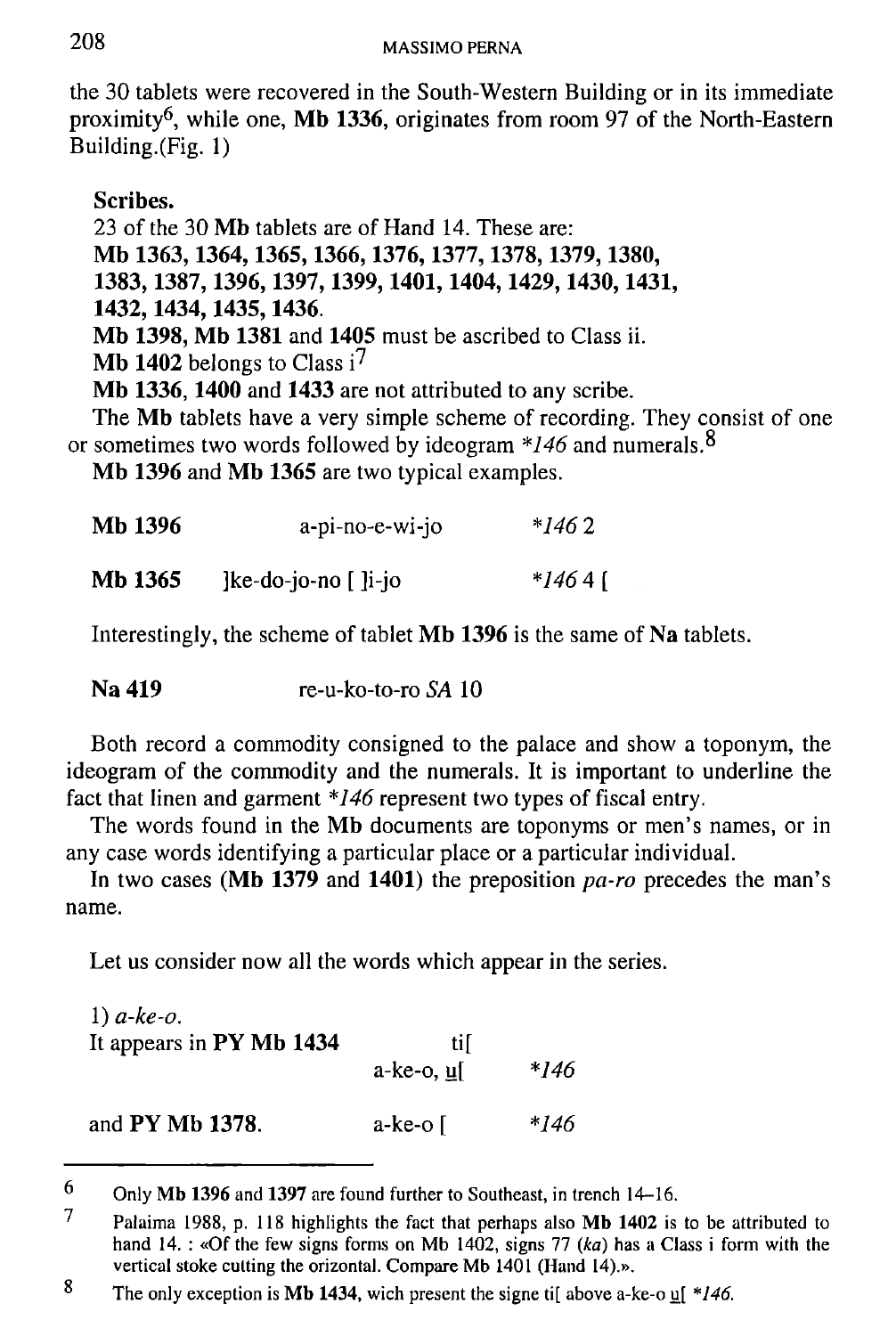the 30 tablets were recovered in the South-Western Building or in its immediate proximity[6], while one, **Mb 1336**, originates from room 97 of the North-Eastern Building.(Fig. 1)

**Scribes.**

23 of the 30 **Mb** tablets are of Hand 14. These are:
**Mb 1363, 1364, 1365, 1366, 1376, 1377, 1378, 1379, 1380, 1383, 1387, 1396, 1397, 1399, 1401, 1404, 1429, 1430, 1431, 1432, 1434, 1435, 1436.**

**Mb 1398, Mb 1381** and **1405** must be ascribed to Class ii.

**Mb 1402** belongs to Class i[7]

**Mb 1336, 1400** and **1433** are not attributed to any scribe.

The **Mb** tablets have a very simple scheme of recording. They consist of one or sometimes two words followed by ideogram *\*146* and numerals.[8]

**Mb 1396** and **Mb 1365** are two typical examples.

| | | |
|---|---|---|
| **Mb 1396** | a-pi-no-e-wi-jo | *\*146* 2 |
| **Mb 1365** | ]ke-do-jo-no [ ]i-jo | *\*146* 4 [ |

Interestingly, the scheme of tablet **Mb 1396** is the same of **Na** tablets.

**Na 419** re-u-ko-to-ro *SA* 10

Both record a commodity consigned to the palace and show a toponym, the ideogram of the commodity and the numerals. It is important to underline the fact that linen and garment *\*146* represent two types of fiscal entry.

The words found in the **Mb** documents are toponyms or men's names, or in any case words identifying a particular place or a particular individual.

In two cases (**Mb 1379** and **1401**) the preposition *pa-ro* precedes the man's name.

Let us consider now all the words which appear in the series.

1) *a-ke-o.*

| | | |
|---|---|---|
| It appears in **PY Mb 1434** | ti[ | |
| | a-ke-o, u̲[ | *\*146* |
| and **PY Mb 1378.** | a-ke-o [ | *\*146* |

---

[6] Only **Mb 1396** and **1397** are found further to Southeast, in trench 14–16.

[7] Palaima 1988, p. 118 highlights the fact that perhaps also **Mb 1402** is to be attributed to hand 14. : «Of the few signs forms on Mb 1402, signs 77 (*ka*) has a Class i form with the vertical stoke cutting the orizontal. Compare Mb 1401 (Hand 14).».

[8] The only exception is **Mb 1434**, wich present the signe ti[ above a-ke-o u̲[ *\*146*.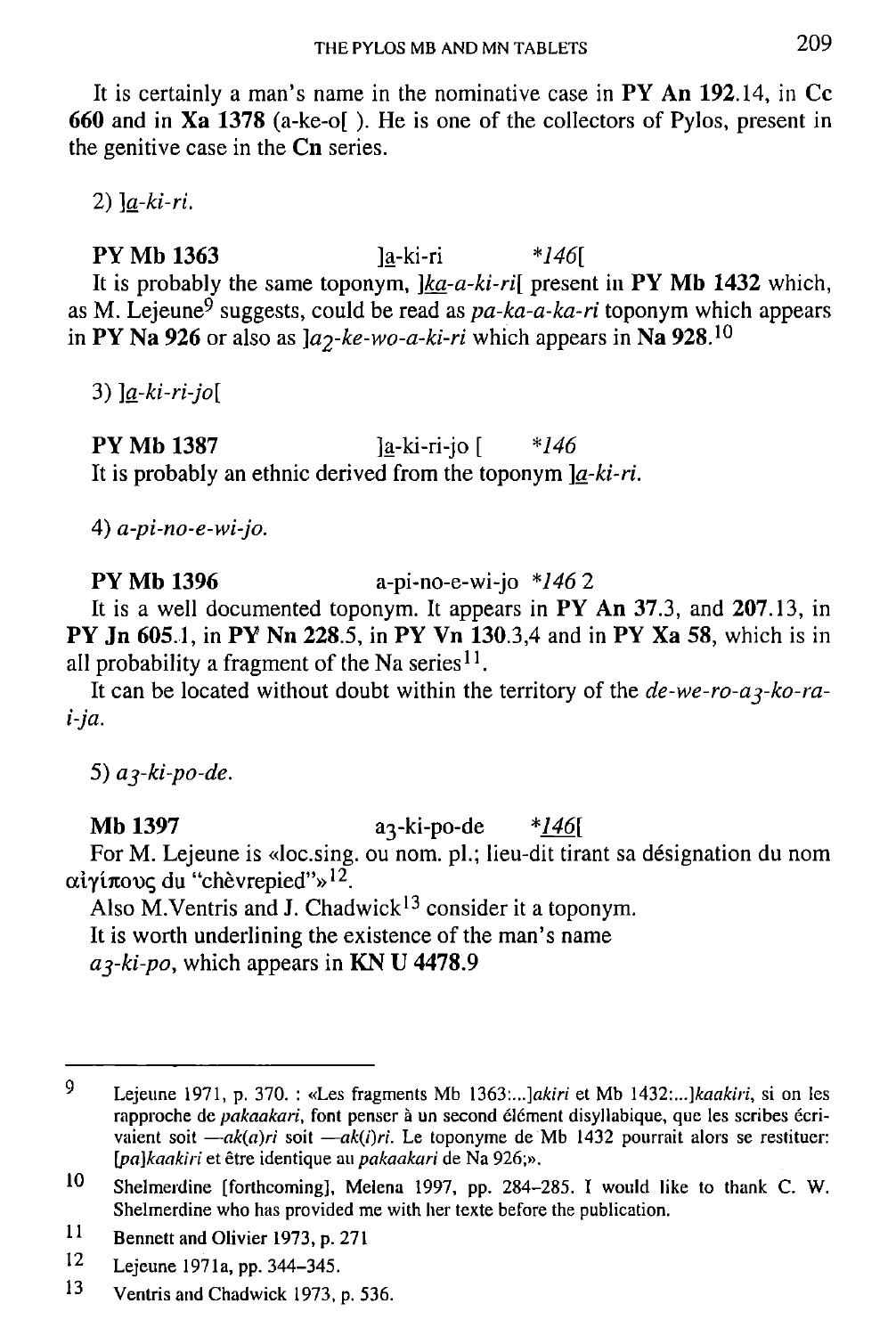It is certainly a man's name in the nominative case in **PY An 192**.14, in **Cc 660** and in **Xa 1378** (a-ke-o[ ). He is one of the collectors of Pylos, present in the genitive case in the **Cn** series.

2) *]a̲-ki-ri.*

**PY Mb 1363** ]a̲-ki-ri *146[

It is probably the same toponym, *]ka̲-a-ki-ri[* present in **PY Mb 1432** which, as M. Lejeune[9] suggests, could be read as *pa-ka-a-ka-ri* toponym which appears in **PY Na 926** or also as *]a$_2$-ke-wo-a-ki-ri* which appears in **Na 928**.[10]

3) *]a̲-ki-ri-jo[*

**PY Mb 1387** ]a̲-ki-ri-jo [ *146

It is probably an ethnic derived from the toponym *]a̲-ki-ri.*

4) *a-pi-no-e-wi-jo.*

**PY Mb 1396** a-pi-no-e-wi-jo *146 2

It is a well documented toponym. It appears in **PY An 37**.3, and **207**.13, in **PY Jn 605**.1, in **PY Nn 228**.5, in **PY Vn 130**.3,4 and in **PY Xa 58**, which is in all probability a fragment of the Na series[11].

It can be located without doubt within the territory of the *de-we-ro-a$_3$-ko-ra-i-ja.*

5) *a$_3$-ki-po-de.*

**Mb 1397** a$_3$-ki-po-de *1̲4̲6̲[

For M. Lejeune is «loc.sing. ou nom. pl.; lieu-dit tirant sa désignation du nom αἰγίπους du "chèvrepied"»[12].

Also M.Ventris and J. Chadwick[13] consider it a toponym.

It is worth underlining the existence of the man's name *a$_3$-ki-po*, which appears in **KN U 4478.9**

---

9 Lejeune 1971, p. 370. : «Les fragments Mb 1363:...]*akiri* et Mb 1432:...]*kaakiri*, si on les rapproche de *pakaakari*, font penser à un second élément disyllabique, que les scribes écrivaient soit —*ak(a)ri* soit —*ak(i)ri*. Le toponyme de Mb 1432 pourrait alors se restituer: [*pa*]*kaakiri* et être identique au *pakaakari* de Na 926;».

10 Shelmerdine [forthcoming], Melena 1997, pp. 284–285. I would like to thank C. W. Shelmerdine who has provided me with her texte before the publication.

11 Bennett and Olivier 1973, p. 271

12 Lejeune 1971a, pp. 344–345.

13 Ventris and Chadwick 1973, p. 536.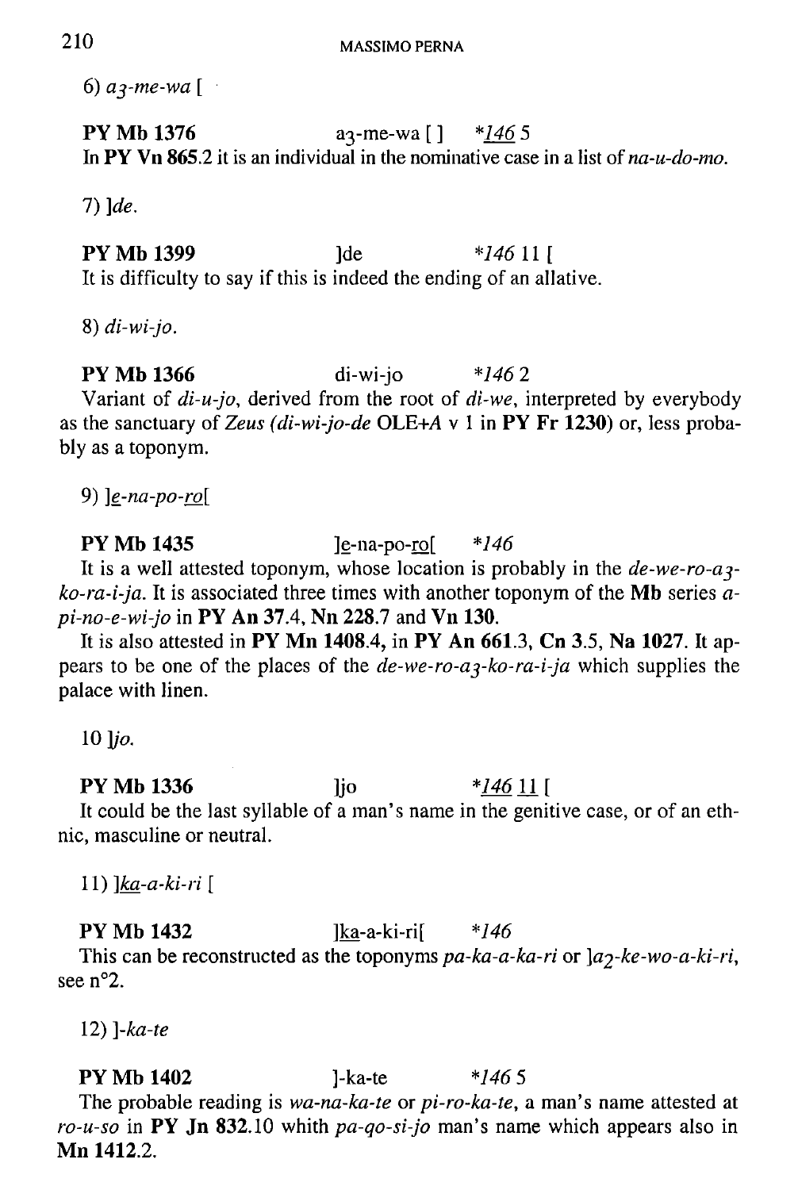6) *a*$_3$*-me-wa* [

**PY Mb 1376** a$_3$-me-wa [ ] **146* 5

In **PY Vn 865**.2 it is an individual in the nominative case in a list of *na-u-do-mo*.

7) ]*de*.

**PY Mb 1399** ]de **146* 11 [

It is difficulty to say if this is indeed the ending of an allative.

8) *di-wi-jo*.

**PY Mb 1366** di-wi-jo **146* 2

Variant of *di-u-jo*, derived from the root of *di-we*, interpreted by everybody as the sanctuary of *Zeus (di-wi-jo-de* OLE+*A* v 1 in **PY Fr 1230**) or, less probably as a toponym.

9) ]*e-na-po-ro*[

**PY Mb 1435** ]e-na-po-ro[ **146*

It is a well attested toponym, whose location is probably in the *de-we-ro-a*$_3$*-ko-ra-i-ja*. It is associated three times with another toponym of the **Mb** series *a-pi-no-e-wi-jo* in **PY An 37**.4, **Nn 228**.7 and **Vn 130**.

It is also attested in **PY Mn 1408**.4, in **PY An 661**.3, **Cn 3**.5, **Na 1027**. It appears to be one of the places of the *de-we-ro-a*$_3$*-ko-ra-i-ja* which supplies the palace with linen.

10 ]*jo*.

**PY Mb 1336** ]jo **146* 11 [

It could be the last syllable of a man's name in the genitive case, or of an ethnic, masculine or neutral.

11) ]*ka-a-ki-ri* [

**PY Mb 1432** ]ka-a-ki-ri[ **146*

This can be reconstructed as the toponyms *pa-ka-a-ka-ri* or ]*a*$_2$*-ke-wo-a-ki-ri*, see n°2.

12) ]*-ka-te*

**PY Mb 1402** ]-ka-te **146* 5

The probable reading is *wa-na-ka-te* or *pi-ro-ka-te*, a man's name attested at *ro-u-so* in **PY Jn 832**.10 whith *pa-qo-si-jo* man's name which appears also in **Mn 1412**.2.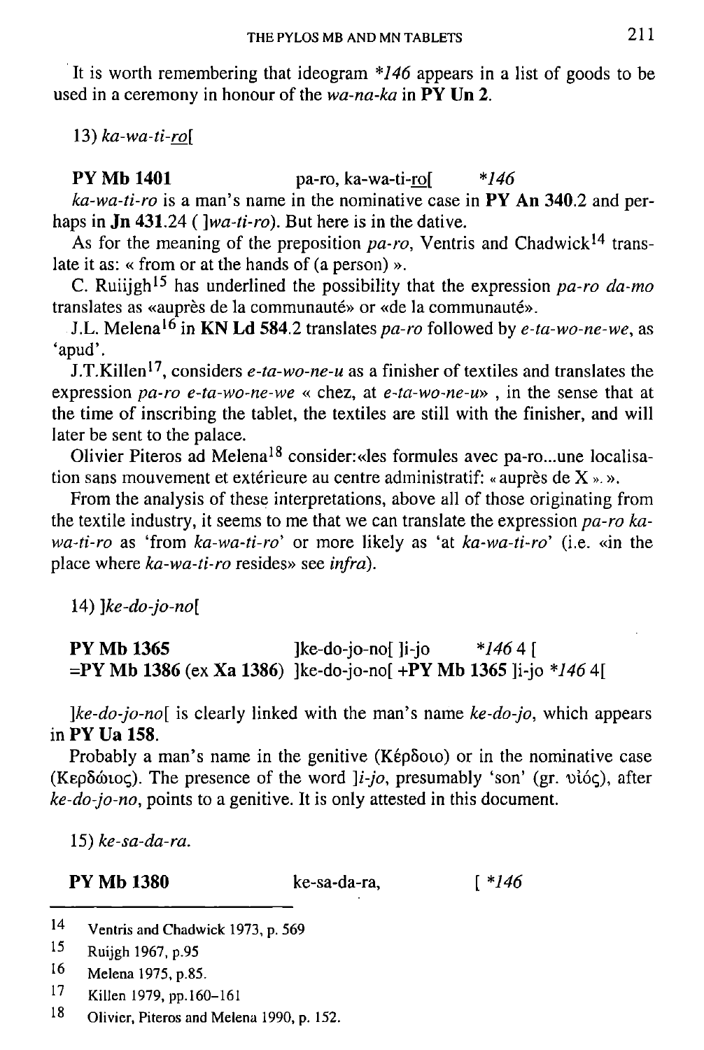It is worth remembering that ideogram *\*146* appears in a list of goods to be used in a ceremony in honour of the *wa-na-ka* in **PY Un 2**.

13) *ka-wa-ti-ro[*

**PY Mb 1401** pa-ro, ka-wa-ti-ro[ *\*146*

*ka-wa-ti-ro* is a man's name in the nominative case in **PY An 340**.2 and perhaps in **Jn 431**.24 ( *]wa-ti-ro*). But here is in the dative.

As for the meaning of the preposition *pa-ro*, Ventris and Chadwick[14] translate it as: « from or at the hands of (a person) ».

C. Ruiijgh[15] has underlined the possibility that the expression *pa-ro da-mo* translates as «auprès de la communauté» or «de la communauté».

J.L. Melena[16] in **KN Ld 584**.2 translates *pa-ro* followed by *e-ta-wo-ne-we*, as 'apud'.

J.T.Killen[17], considers *e-ta-wo-ne-u* as a finisher of textiles and translates the expression *pa-ro e-ta-wo-ne-we* « chez, at *e-ta-wo-ne-u*» , in the sense that at the time of inscribing the tablet, the textiles are still with the finisher, and will later be sent to the palace.

Olivier Piteros ad Melena[18] consider:«les formules avec pa-ro...une localisation sans mouvement et extérieure au centre administratif: « auprès de X ». ».

From the analysis of these interpretations, above all of those originating from the textile industry, it seems to me that we can translate the expression *pa-ro ka-wa-ti-ro* as 'from *ka-wa-ti-ro*' or more likely as 'at *ka-wa-ti-ro*' (i.e. «in the place where *ka-wa-ti-ro* resides» see *infra*).

14) *]ke-do-jo-no[*

**PY Mb 1365** ]ke-do-jo-no[ ]i-jo *\*146* 4 [
**=PY Mb 1386** (ex **Xa 1386**) ]ke-do-jo-no[ **+PY Mb 1365** ]i-jo *\*146* 4[

*]ke-do-jo-no[* is clearly linked with the man's name *ke-do-jo*, which appears in **PY Ua 158**.

Probably a man's name in the genitive (Κέρδοιο) or in the nominative case (Κερδώιος). The presence of the word *]i-jo*, presumably 'son' (gr. υἱός), after *ke-do-jo-no*, points to a genitive. It is only attested in this document.

15) *ke-sa-da-ra*.

**PY Mb 1380** ke-sa-da-ra, [ *\*146*

---

14 Ventris and Chadwick 1973, p. 569

15 Ruijgh 1967, p.95

16 Melena 1975, p.85.

17 Killen 1979, pp.160–161

18 Olivier, Piteros and Melena 1990, p. 152.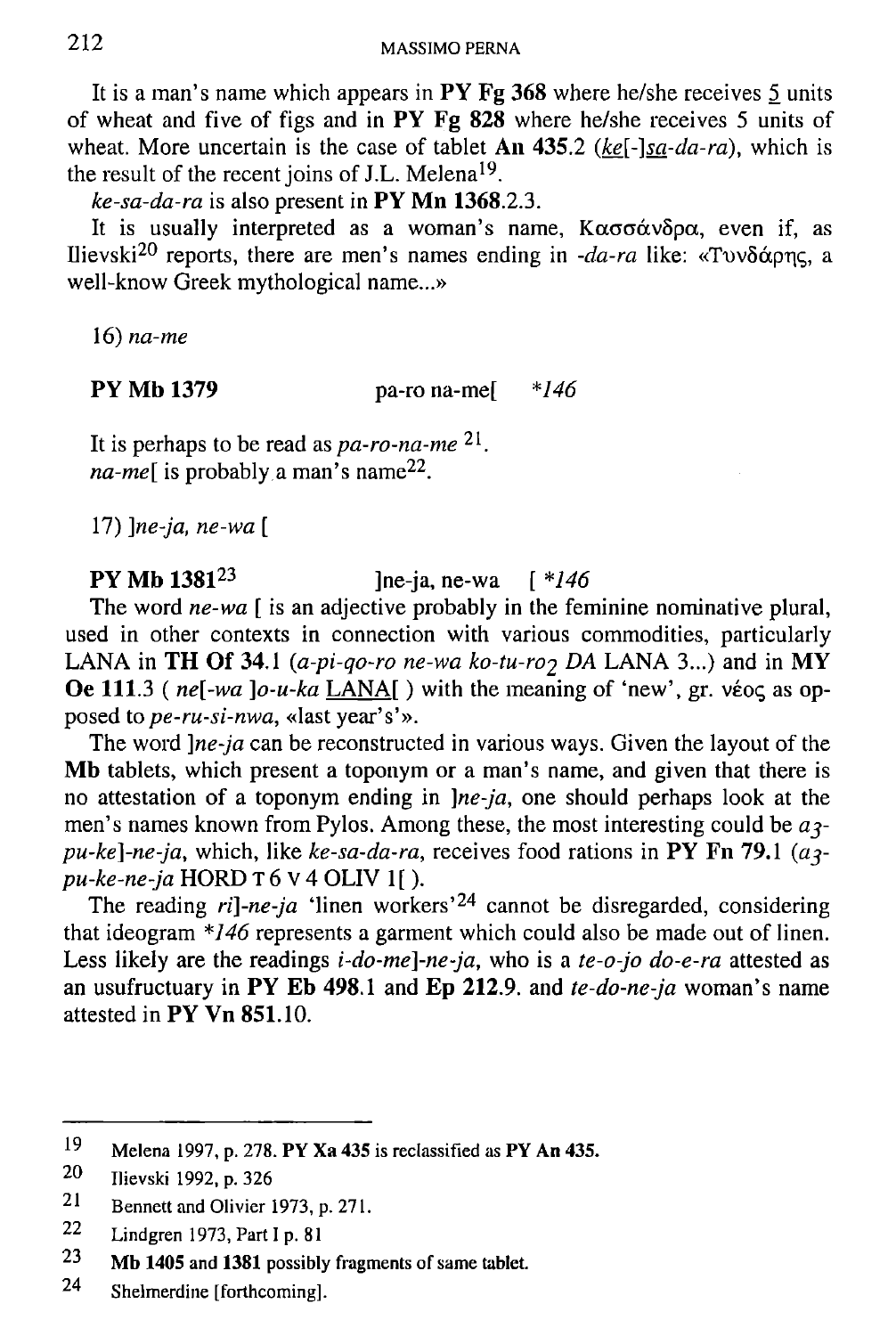It is a man's name which appears in **PY Fg 368** where he/she receives <u>5</u> units of wheat and five of figs and in **PY Fg 828** where he/she receives 5 units of wheat. More uncertain is the case of tablet **An 435**.2 (*<u>ke</u>[-]<u>sa</u>-da-ra*), which is the result of the recent joins of J.L. Melena[19].

*ke-sa-da-ra* is also present in **PY Mn 1368**.2.3.

It is usually interpreted as a woman's name, Κασσάνδρα, even if, as Ilievski[20] reports, there are men's names ending in *-da-ra* like: «Τυνδάρης, a well-know Greek mythological name...»

16) *na-me*

**PY Mb 1379** pa-ro na-me[ *\*146*

It is perhaps to be read as *pa-ro-na-me* [21].
*na-me*[ is probably a man's name[22].

17) *]ne-ja, ne-wa* [

**PY Mb 1381**[23] ]ne-ja, ne-wa [ *\*146*

The word *ne-wa* [ is an adjective probably in the feminine nominative plural, used in other contexts in connection with various commodities, particularly LANA in **TH Of 34**.1 (*a-pi-qo-ro ne-wa ko-tu-ro$_2$ DA* LANA 3...) and in **MY Oe 111**.3 ( *ne*[*-wa* ]*o-u-ka* <u>LANA</u>[ ) with the meaning of 'new', gr. νέος as opposed to *pe-ru-si-nwa*, «last year's'».

The word *]ne-ja* can be reconstructed in various ways. Given the layout of the **Mb** tablets, which present a toponym or a man's name, and given that there is no attestation of a toponym ending in *]ne-ja*, one should perhaps look at the men's names known from Pylos. Among these, the most interesting could be *a$_3$-pu-ke*]*-ne-ja*, which, like *ke-sa-da-ra*, receives food rations in **PY Fn 79.**1 (*a$_3$-pu-ke-ne-ja* HORD T 6 V 4 OLIV 1[ ).

The reading *ri*]*-ne-ja* 'linen workers'[24] cannot be disregarded, considering that ideogram *\*146* represents a garment which could also be made out of linen. Less likely are the readings *i-do-me*]*-ne-ja*, who is a *te-o-jo do-e-ra* attested as an usufructuary in **PY Eb 498**.1 and **Ep 212**.9. and *te-do-ne-ja* woman's name attested in **PY Vn 851**.10.

---

19 Melena 1997, p. 278. **PY Xa 435** is reclassified as **PY An 435.**

20 Ilievski 1992, p. 326

21 Bennett and Olivier 1973, p. 271.

22 Lindgren 1973, Part I p. 81

23 **Mb 1405** and **1381** possibly fragments of same tablet.

24 Shelmerdine [forthcoming].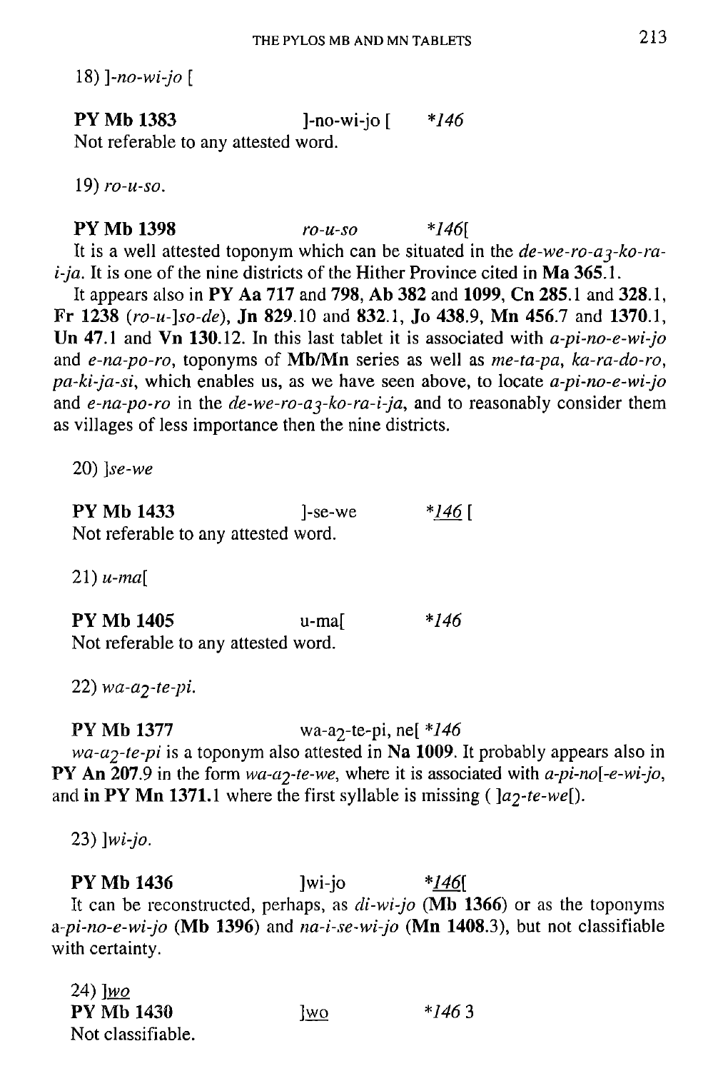18) *]-no-wi-jo [*

**PY Mb 1383** ]-no-wi-jo [ *\*146*
Not referable to any attested word.

19) *ro-u-so.*

**PY Mb 1398** *ro-u-so* *\*146[*
It is a well attested toponym which can be situated in the *de-we-ro-a$_3$-ko-ra-i-ja*. It is one of the nine districts of the Hither Province cited in **Ma 365**.1.

It appears also in **PY Aa 717** and **798**, **Ab 382** and **1099**, **Cn 285**.1 and **328**.1, **Fr 1238** (*ro-u-]so-de*), **Jn 829**.10 and **832**.1, **Jo 438**.9, **Mn 456**.7 and **1370**.1, **Un 47**.1 and **Vn 130**.12. In this last tablet it is associated with *a-pi-no-e-wi-jo* and *e-na-po-ro*, toponyms of **Mb/Mn** series as well as *me-ta-pa*, *ka-ra-do-ro*, *pa-ki-ja-si*, which enables us, as we have seen above, to locate *a-pi-no-e-wi-jo* and *e-na-po-ro* in the *de-we-ro-a$_3$-ko-ra-i-ja*, and to reasonably consider them as villages of less importance then the nine districts.

20) *]se-we*

**PY Mb 1433** ]-se-we *\*<u>146</u> [*
Not referable to any attested word.

21) *u-ma[*

**PY Mb 1405** u-ma[ *\*146*
Not referable to any attested word.

22) *wa-a$_2$-te-pi.*

**PY Mb 1377** wa-a$_2$-te-pi, ne[ *\*146*
*wa-a$_2$-te-pi* is a toponym also attested in **Na 1009**. It probably appears also in **PY An 207**.9 in the form *wa-a$_2$-te-we*, where it is associated with *a-pi-no[-e-wi-jo*, and **in PY Mn 1371**.1 where the first syllable is missing ( *]a$_2$-te-we[*).

23) *]wi-jo.*

**PY Mb 1436** ]wi-jo *\*<u>146</u>[*
It can be reconstructed, perhaps, as *di-wi-jo* (**Mb 1366**) or as the toponyms *a-pi-no-e-wi-jo* (**Mb 1396**) and *na-i-se-wi-jo* (**Mn 1408**.3), but not classifiable with certainty.

24) *]<u>wo</u>*
**PY Mb 1430** ]<u>wo</u> *\*146* 3
Not classifiable.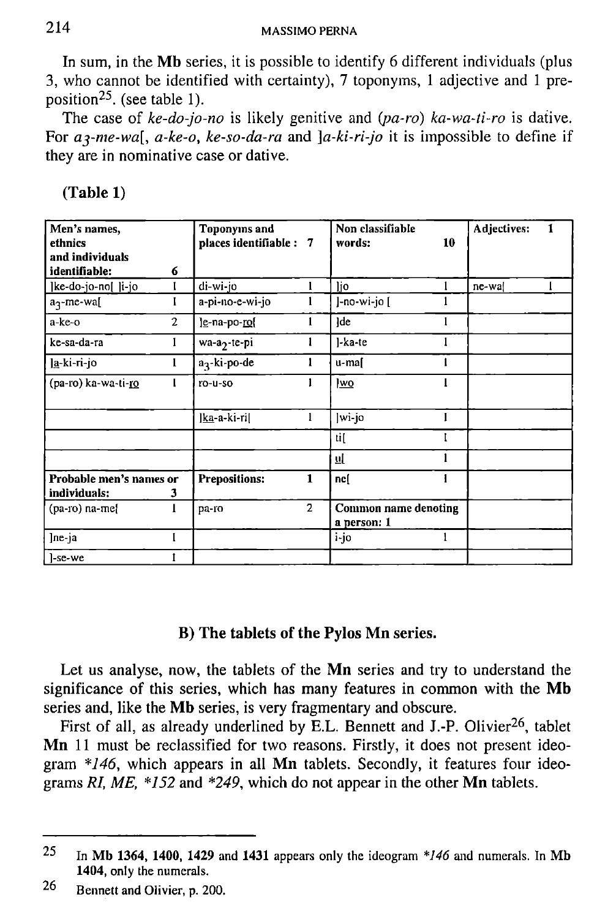In sum, in the **Mb** series, it is possible to identify 6 different individuals (plus 3, who cannot be identified with certainty), 7 toponyms, 1 adjective and 1 preposition[25]. (see table 1).

The case of *ke-do-jo-no* is likely genitive and *(pa-ro) ka-wa-ti-ro* is dative. For *a₃-me-wa[*, *a-ke-o*, *ke-so-da-ra* and *]a-ki-ri-jo* it is impossible to define if they are in nominative case or dative.

**(Table 1)**

| **Men's names, ethnics and individuals identifiable: 6** | | **Toponyms and places identifiable: 7** | | **Non classifiable words: 10** | | **Adjectives: 1** | |
|---|---|---|---|---|---|---|---|
| ]ke-do-jo-no[ ]i-jo | 1 | di-wi-jo | 1 | ]jo | 1 | ne-wa[ | 1 |
| $a_3$-me-wa[ | 1 | a-pi-no-e-wi-jo | 1 | ]-no-wi-jo [ | 1 | | |
| a-ke-o | 2 | ]e-na-po-ro[ | 1 | ]de | 1 | | |
| ke-sa-da-ra | 1 | wa-$a_2$-te-pi | 1 | ]-ka-te | 1 | | |
| ]a-ki-ri-jo | 1 | $a_3$-ki-po-de | 1 | u-ma[ | 1 | | |
| (pa-ro) ka-wa-ti-ro | 1 | ro-u-so | 1 | ]wo | 1 | | |
| | | ]ka-a-ki-ri[ | 1 | ]wi-jo | 1 | | |
| | | | | ti[ | 1 | | |
| | | | | u[ | 1 | | |
| **Probable men's names or individuals: 3** | | **Prepositions: 1** | | ne[ | 1 | | |
| (pa-ro) na-me[ | 1 | pa-ro | 2 | **Common name denoting a person: 1** | | | |
| ]ne-ja | 1 | | | i-jo | 1 | | |
| ]-se-we | 1 | | | | | | |

### B) The tablets of the Pylos Mn series.

Let us analyse, now, the tablets of the **Mn** series and try to understand the significance of this series, which has many features in common with the **Mb** series and, like the **Mb** series, is very fragmentary and obscure.

First of all, as already underlined by E.L. Bennett and J.-P. Olivier[26], tablet **Mn** 11 must be reclassified for two reasons. Firstly, it does not present ideogram *\*146*, which appears in all **Mn** tablets. Secondly, it features four ideograms *RI, ME, \*152* and *\*249*, which do not appear in the other **Mn** tablets.

---

[25] In **Mb 1364, 1400, 1429** and **1431** appears only the ideogram *\*146* and numerals. In **Mb 1404**, only the numerals.

[26] Bennett and Olivier, p. 200.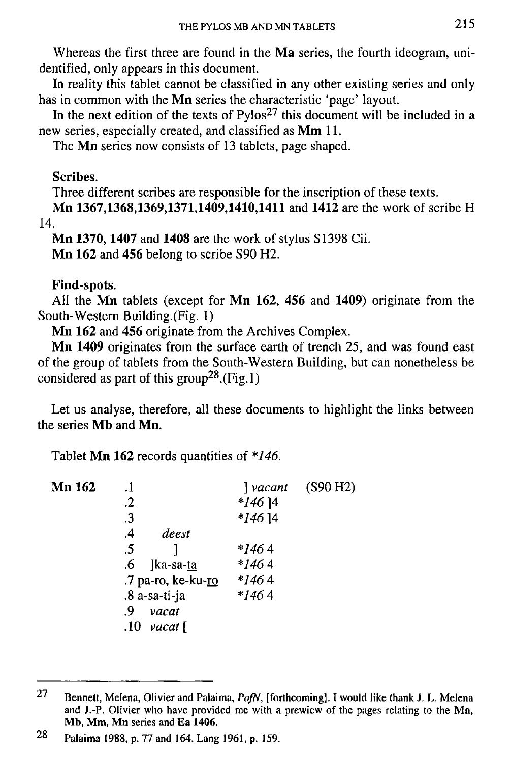Whereas the first three are found in the **Ma** series, the fourth ideogram, unidentified, only appears in this document.

In reality this tablet cannot be classified in any other existing series and only has in common with the **Mn** series the characteristic 'page' layout.

In the next edition of the texts of Pylos[27] this document will be included in a new series, especially created, and classified as **Mm** 11.

The **Mn** series now consists of 13 tablets, page shaped.

**Scribes.**

Three different scribes are responsible for the inscription of these texts.

**Mn 1367,1368,1369,1371,1409,1410,1411** and **1412** are the work of scribe H 14.

**Mn 1370, 1407** and **1408** are the work of stylus S1398 Cii.

**Mn 162** and **456** belong to scribe S90 H2.

**Find-spots.**

All the **Mn** tablets (except for **Mn 162, 456** and **1409**) originate from the South-Western Building.(Fig. 1)

**Mn 162** and **456** originate from the Archives Complex.

**Mn 1409** originates from the surface earth of trench 25, and was found east of the group of tablets from the South-Western Building, but can nonetheless be considered as part of this group[28].(Fig.1)

Let us analyse, therefore, all these documents to highlight the links between the series **Mb** and **Mn**.

Tablet **Mn 162** records quantities of *\*146*.

| **Mn 162** | | | |
|---|---|---|---|
| | .1 | ] *vacant* | (S90 H2) |
| | .2 | *\*146* ]4 | |
| | .3 | *\*146* ]4 | |
| | .4 *deest* | | |
| | .5 ] | *\*146* 4 | |
| | .6 ]ka-sa-<u>ta</u> | *\*146* 4 | |
| | .7 pa-ro, ke-ku-<u>ro</u> | *\*146* 4 | |
| | .8 a-sa-ti-ja | *\*146* 4 | |
| | .9 *vacat* | | |
| | .10 *vacat* [ | | |

[27] Bennett, Melena, Olivier and Palaima, *PofN*, [forthcoming]. I would like thank J. L. Melena and J.-P. Olivier who have provided me with a prewiew of the pages relating to the **Ma**, **Mb**, **Mm**, **Mn** series and **Ea 1406**.

[28] Palaima 1988, p. 77 and 164. Lang 1961, p. 159.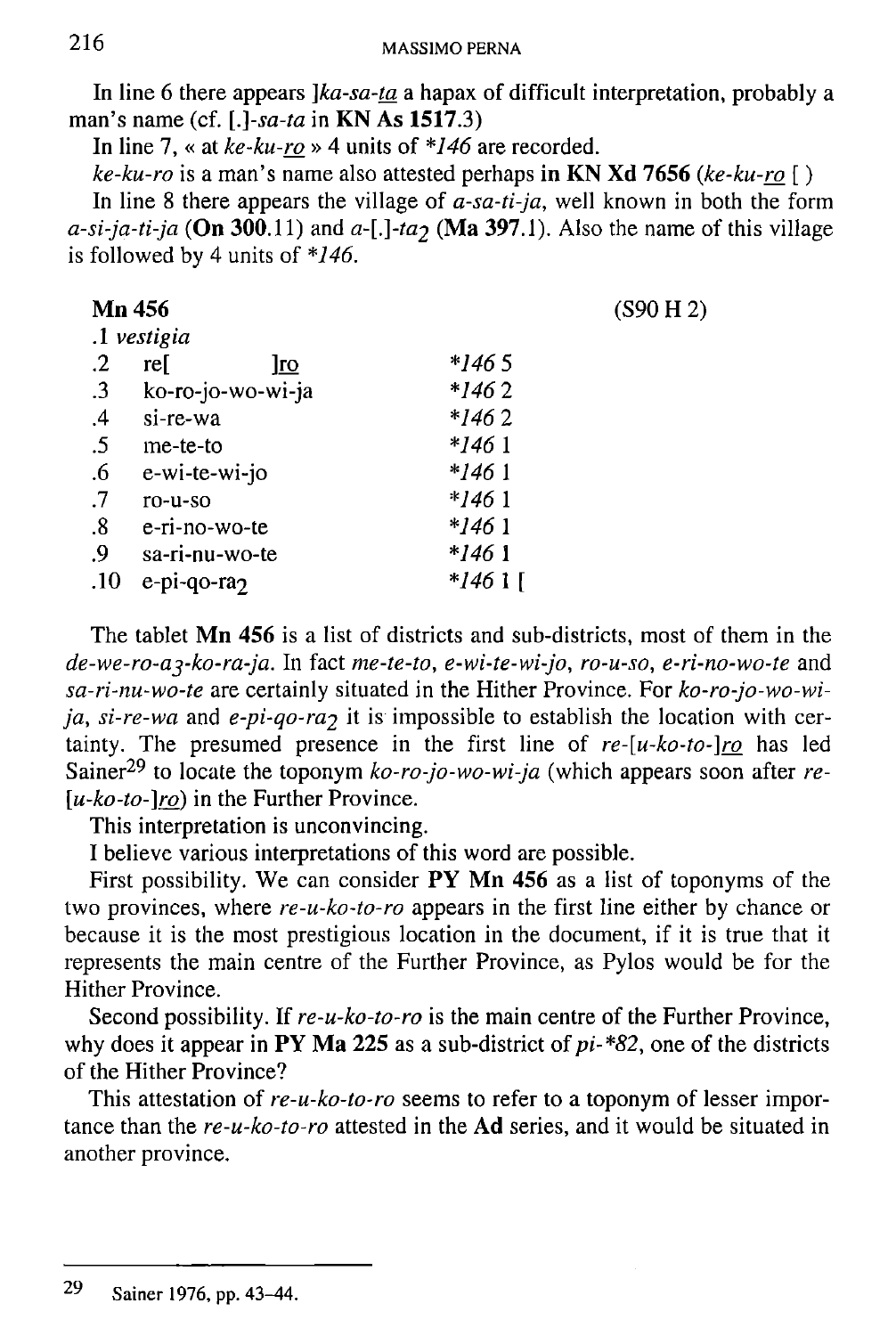In line 6 there appears *]ka-sa-ta* a hapax of difficult interpretation, probably a man's name (cf. *[.]-sa-ta* in **KN As 1517**.3)

In line 7, « at *ke-ku-ro* » 4 units of *\*146* are recorded.

*ke-ku-ro* is a man's name also attested perhaps **in KN Xd 7656** (*ke-ku-ro* [ )

In line 8 there appears the village of *a-sa-ti-ja*, well known in both the form *a-si-ja-ti-ja* (**On 300**.11) and *a-[.]-ta*$_2$ (**Ma 397**.1). Also the name of this village is followed by 4 units of *\*146*.

| **Mn 456** | | | (S90 H 2) |
|---|---|---|---|
| .1 | *vestigia* | | |
| .2 | re[ ]ro | *\*146* 5 | |
| .3 | ko-ro-jo-wo-wi-ja | *\*146* 2 | |
| .4 | si-re-wa | *\*146* 2 | |
| .5 | me-te-to | *\*146* 1 | |
| .6 | e-wi-te-wi-jo | *\*146* 1 | |
| .7 | ro-u-so | *\*146* 1 | |
| .8 | e-ri-no-wo-te | *\*146* 1 | |
| .9 | sa-ri-nu-wo-te | *\*146* 1 | |
| .10 | e-pi-qo-ra$_2$ | *\*146* 1 [ | |

The tablet **Mn 456** is a list of districts and sub-districts, most of them in the *de-we-ro-a*$_3$*-ko-ra-ja*. In fact *me-te-to*, *e-wi-te-wi-jo*, *ro-u-so*, *e-ri-no-wo-te* and *sa-ri-nu-wo-te* are certainly situated in the Hither Province. For *ko-ro-jo-wo-wi-ja*, *si-re-wa* and *e-pi-qo-ra*$_2$ it is impossible to establish the location with certainty. The presumed presence in the first line of *re-[u-ko-to-]ro* has led Sainer[29] to locate the toponym *ko-ro-jo-wo-wi-ja* (which appears soon after *re-[u-ko-to-]ro*) in the Further Province.

This interpretation is unconvincing.

I believe various interpretations of this word are possible.

First possibility. We can consider **PY Mn 456** as a list of toponyms of the two provinces, where *re-u-ko-to-ro* appears in the first line either by chance or because it is the most prestigious location in the document, if it is true that it represents the main centre of the Further Province, as Pylos would be for the Hither Province.

Second possibility. If *re-u-ko-to-ro* is the main centre of the Further Province, why does it appear in **PY Ma 225** as a sub-district of *pi-\*82*, one of the districts of the Hither Province?

This attestation of *re-u-ko-to-ro* seems to refer to a toponym of lesser importance than the *re-u-ko-to-ro* attested in the **Ad** series, and it would be situated in another province.

---

29 Sainer 1976, pp. 43–44.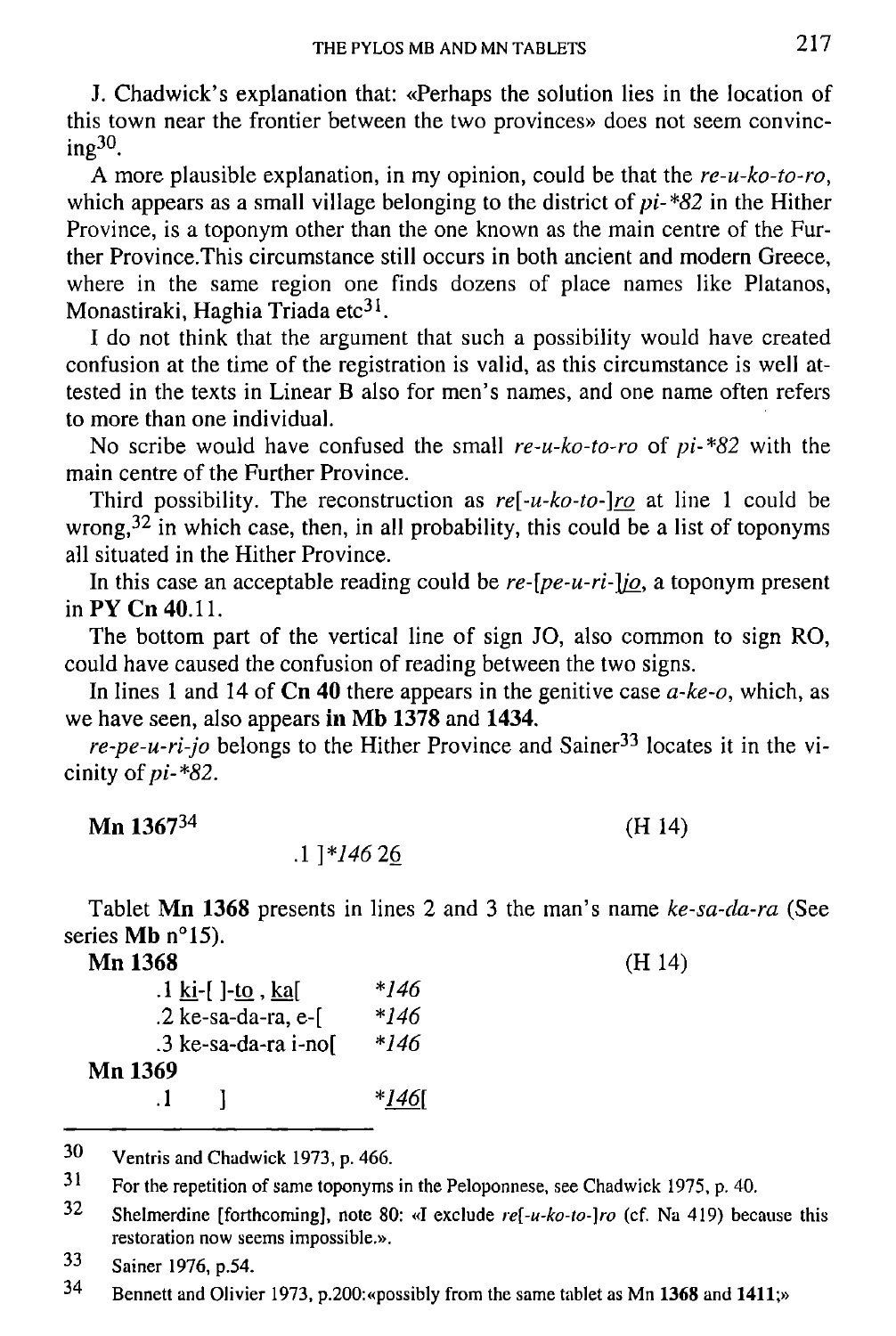J. Chadwick's explanation that: «Perhaps the solution lies in the location of this town near the frontier between the two provinces» does not seem convincing[30].

A more plausible explanation, in my opinion, could be that the *re-u-ko-to-ro*, which appears as a small village belonging to the district of *pi-*82* in the Hither Province, is a toponym other than the one known as the main centre of the Further Province.This circumstance still occurs in both ancient and modern Greece, where in the same region one finds dozens of place names like Platanos, Monastiraki, Haghia Triada etc[31].

I do not think that the argument that such a possibility would have created confusion at the time of the registration is valid, as this circumstance is well attested in the texts in Linear B also for men's names, and one name often refers to more than one individual.

No scribe would have confused the small *re-u-ko-to-ro* of *pi-*82* with the main centre of the Further Province.

Third possibility. The reconstruction as *re[-u-ko-to-]ro* at line 1 could be wrong,[32] in which case, then, in all probability, this could be a list of toponyms all situated in the Hither Province.

In this case an acceptable reading could be *re-[pe-u-ri-]jo*, a toponym present in **PY Cn 40**.11.

The bottom part of the vertical line of sign JO, also common to sign RO, could have caused the confusion of reading between the two signs.

In lines 1 and 14 of **Cn 40** there appears in the genitive case *a-ke-o*, which, as we have seen, also appears **in Mb 1378** and **1434**.

*re-pe-u-ri-jo* belongs to the Hither Province and Sainer[33] locates it in the vicinity of *pi-*82*.

**Mn 1367**[34] (H 14)

.1 ]*146 26

Tablet **Mn 1368** presents in lines 2 and 3 the man's name *ke-sa-da-ra* (See series **Mb** n°15).

**Mn 1368** (H 14)

.1 ki-[ ]-to , ka[ *146
.2 ke-sa-da-ra, e-[ *146
.3 ke-sa-da-ra i-no[ *146

**Mn 1369**

.1 ] *146[

---

30 Ventris and Chadwick 1973, p. 466.

31 For the repetition of same toponyms in the Peloponnese, see Chadwick 1975, p. 40.

32 Shelmerdine [forthcoming], note 80: «I exclude *re[-u-ko-to-]ro* (cf. Na 419) because this restoration now seems impossible.».

33 Sainer 1976, p.54.

34 Bennett and Olivier 1973, p.200:«possibly from the same tablet as Mn **1368** and **1411**;»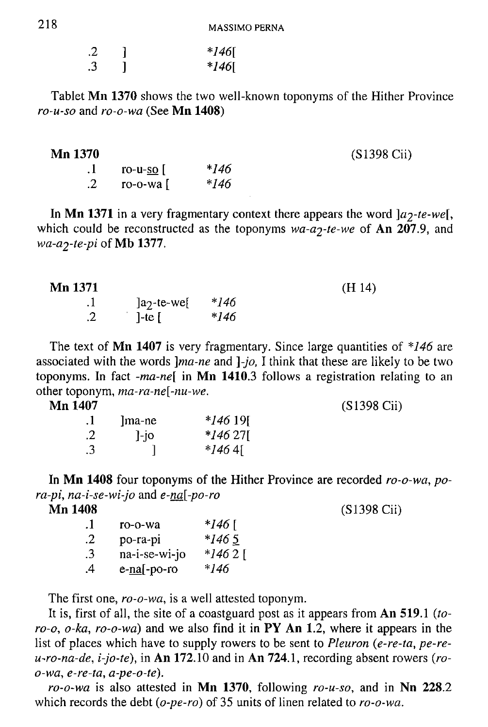| | | |
|---|---|---|
| .2 | ] | *146[ |
| .3 | ] | *146[ |

Tablet **Mn 1370** shows the two well-known toponyms of the Hither Province *ro-u-so* and *ro-o-wa* (See **Mn 1408**)

**Mn 1370** (S1398 Cii)

| | | |
|---|---|---|
| .1 | ro-u-so [ | *146 |
| .2 | ro-o-wa [ | *146 |

In **Mn 1371** in a very fragmentary context there appears the word *]a$_2$-te-we[*, which could be reconstructed as the toponyms *wa-a$_2$-te-we* of **An 207**.9, and *wa-a$_2$-te-pi* of **Mb 1377**.

**Mn 1371** (H 14)

| | | |
|---|---|---|
| .1 | ]a$_2$-te-we[ | *146 |
| .2 | ]-te [ | *146 |

The text of **Mn 1407** is very fragmentary. Since large quantities of *146 are associated with the words *]ma-ne* and *]-jo,* I think that these are likely to be two toponyms. In fact *-ma-ne[* in **Mn 1410**.3 follows a registration relating to an other toponym, *ma-ra-ne[-nu-we*.

**Mn 1407** (S1398 Cii)

| | | |
|---|---|---|
| .1 | ]ma-ne | *146 19[ |
| .2 | ]-jo | *146 27[ |
| .3 | ] | *146 4[ |

In **Mn 1408** four toponyms of the Hither Province are recorded *ro-o-wa*, *po-ra-pi*, *na-i-se-wi-jo* and *e-na[-po-ro*

**Mn 1408** (S1398 Cii)

| | | |
|---|---|---|
| .1 | ro-o-wa | *146 [ |
| .2 | po-ra-pi | *146 5 |
| .3 | na-i-se-wi-jo | *146 2 [ |
| .4 | e-na[-po-ro | *146 |

The first one, *ro-o-wa*, is a well attested toponym.

It is, first of all, the site of a coastguard post as it appears from **An 519**.1 (*to-ro-o, o-ka, ro-o-wa*) and we also find it in **PY An 1**.2, where it appears in the list of places which have to supply rowers to be sent to *Pleuron* (*e-re-ta, pe-re-u-ro-na-de, i-jo-te*), in **An 172**.10 and in **An 724**.1, recording absent rowers (*ro-o-wa, e-re-ta, a-pe-o-te*).

*ro-o-wa* is also attested in **Mn 1370**, following *ro-u-so*, and in **Nn 228**.2 which records the debt (*o-pe-ro*) of 35 units of linen related to *ro-o-wa*.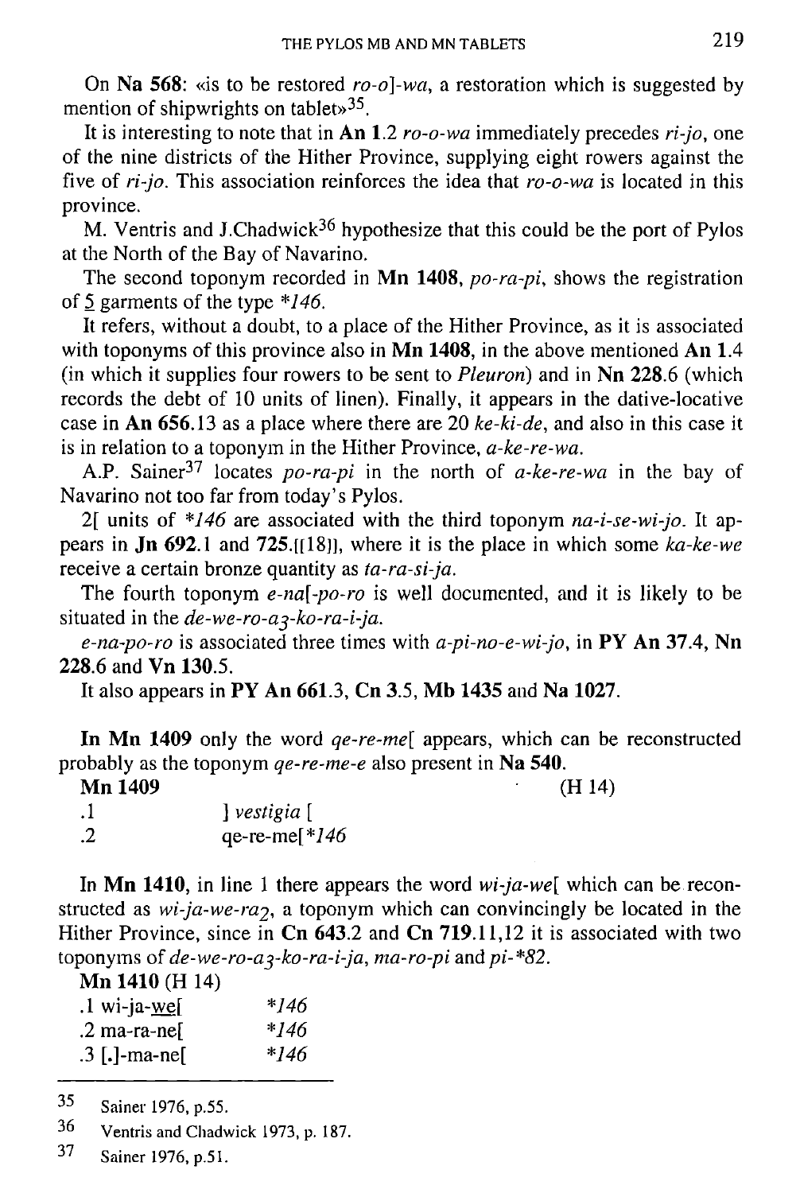On **Na 568**: «is to be restored *ro-o*]-*wa*, a restoration which is suggested by mention of shipwrights on tablet»[35].

It is interesting to note that in **An 1**.2 *ro-o-wa* immediately precedes *ri-jo*, one of the nine districts of the Hither Province, supplying eight rowers against the five of *ri-jo*. This association reinforces the idea that *ro-o-wa* is located in this province.

M. Ventris and J.Chadwick[36] hypothesize that this could be the port of Pylos at the North of the Bay of Navarino.

The second toponym recorded in **Mn 1408**, *po-ra-pi*, shows the registration of 5 garments of the type *\*146*.

It refers, without a doubt, to a place of the Hither Province, as it is associated with toponyms of this province also in **Mn 1408**, in the above mentioned **An 1**.4 (in which it supplies four rowers to be sent to *Pleuron*) and in **Nn 228**.6 (which records the debt of 10 units of linen). Finally, it appears in the dative-locative case in **An 656**.13 as a place where there are 20 *ke-ki-de*, and also in this case it is in relation to a toponym in the Hither Province, *a-ke-re-wa*.

A.P. Sainer[37] locates *po-ra-pi* in the north of *a-ke-re-wa* in the bay of Navarino not too far from today's Pylos.

2[ units of *\*146* are associated with the third toponym *na-i-se-wi-jo*. It appears in **Jn 692**.1 and **725**.[[18]], where it is the place in which some *ka-ke-we* receive a certain bronze quantity as *ta-ra-si-ja*.

The fourth toponym *e-na*[*-po-ro* is well documented, and it is likely to be situated in the *de-we-ro-a*$_3$*-ko-ra-i-ja*.

*e-na-po-ro* is associated three times with *a-pi-no-e-wi-jo*, in **PY An 37**.4, **Nn 228**.6 and **Vn 130**.5.

It also appears in **PY An 661**.3, **Cn 3**.5, **Mb 1435** and **Na 1027**.

**In Mn 1409** only the word *qe-re-me*[ appears, which can be reconstructed probably as the toponym *qe-re-me-e* also present in **Na 540**.

**Mn 1409** (H 14)

.1 ] *vestigia* [
.2 qe-re-me[*\*146*

In **Mn 1410**, in line 1 there appears the word *wi-ja-we*[ which can be reconstructed as *wi-ja-we-ra*$_2$, a toponym which can convincingly be located in the Hither Province, since in **Cn 643**.2 and **Cn 719**.11,12 it is associated with two toponyms of *de-we-ro-a*$_3$*-ko-ra-i-ja*, *ma-ro-pi* and *pi-\*82*.

**Mn 1410** (H 14)

.1 wi-ja-we[ *\*146*
.2 ma-ra-ne[ *\*146*
.3 [.]-ma-ne[ *\*146*

---

[35] Sainer 1976, p.55.

[36] Ventris and Chadwick 1973, p. 187.

[37] Sainer 1976, p.51.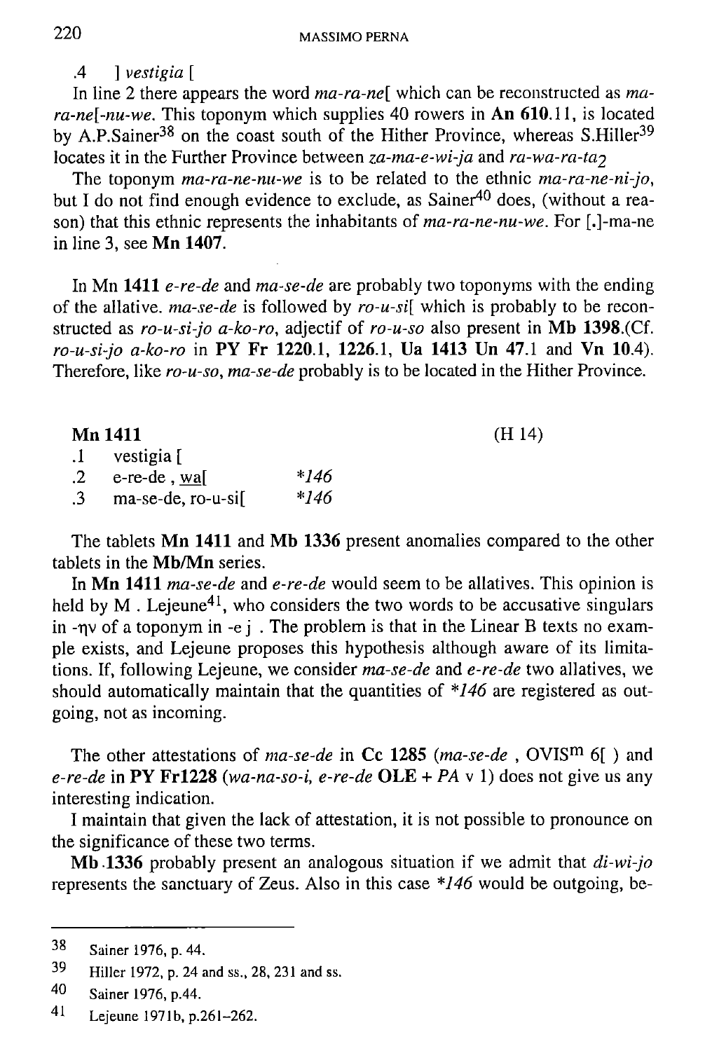.4 ] *vestigia* [

In line 2 there appears the word *ma-ra-ne*[ which can be reconstructed as *ma-ra-ne*[*-nu-we*. This toponym which supplies 40 rowers in **An 610**.11, is located by A.P.Sainer[38] on the coast south of the Hither Province, whereas S.Hiller[39] locates it in the Further Province between *za-ma-e-wi-ja* and *ra-wa-ra-ta$_2$*

The toponym *ma-ra-ne-nu-we* is to be related to the ethnic *ma-ra-ne-ni-jo*, but I do not find enough evidence to exclude, as Sainer[40] does, (without a reason) that this ethnic represents the inhabitants of *ma-ra-ne-nu-we*. For [.]-ma-ne in line 3, see **Mn 1407**.

In Mn **1411** *e-re-de* and *ma-se-de* are probably two toponyms with the ending of the allative. *ma-se-de* is followed by *ro-u-si*[ which is probably to be reconstructed as *ro-u-si-jo a-ko-ro*, adjectif of *ro-u-so* also present in **Mb 1398**.(Cf. *ro-u-si-jo a-ko-ro* in **PY Fr 1220**.1, **1226**.1, **Ua 1413 Un 47**.1 and **Vn 10**.4). Therefore, like *ro-u-so*, *ma-se-de* probably is to be located in the Hither Province.

**Mn 1411** (H 14)

.1 vestigia [
.2 e-re-de , wa[ *146
.3 ma-se-de, ro-u-si[ *146

The tablets **Mn 1411** and **Mb 1336** present anomalies compared to the other tablets in the **Mb/Mn** series.

In **Mn 1411** *ma-se-de* and *e-re-de* would seem to be allatives. This opinion is held by M . Lejeune[41], who considers the two words to be accusative singulars in -ην of a toponym in -e j . The problem is that in the Linear B texts no example exists, and Lejeune proposes this hypothesis although aware of its limitations. If, following Lejeune, we consider *ma-se-de* and *e-re-de* two allatives, we should automatically maintain that the quantities of *\*146* are registered as outgoing, not as incoming.

The other attestations of *ma-se-de* in **Cc 1285** (*ma-se-de* , OVIS$^m$ 6[ ) and *e-re-de* in **PY Fr1228** (*wa-na-so-i, e-re-de* **OLE** + *PA* v 1) does not give us any interesting indication.

I maintain that given the lack of attestation, it is not possible to pronounce on the significance of these two terms.

**Mb**.**1336** probably present an analogous situation if we admit that *di-wi-jo* represents the sanctuary of Zeus. Also in this case *\*146* would be outgoing, be-

---

38 Sainer 1976, p. 44.

39 Hiller 1972, p. 24 and ss., 28, 231 and ss.

40 Sainer 1976, p.44.

41 Lejeune 1971b, p.261–262.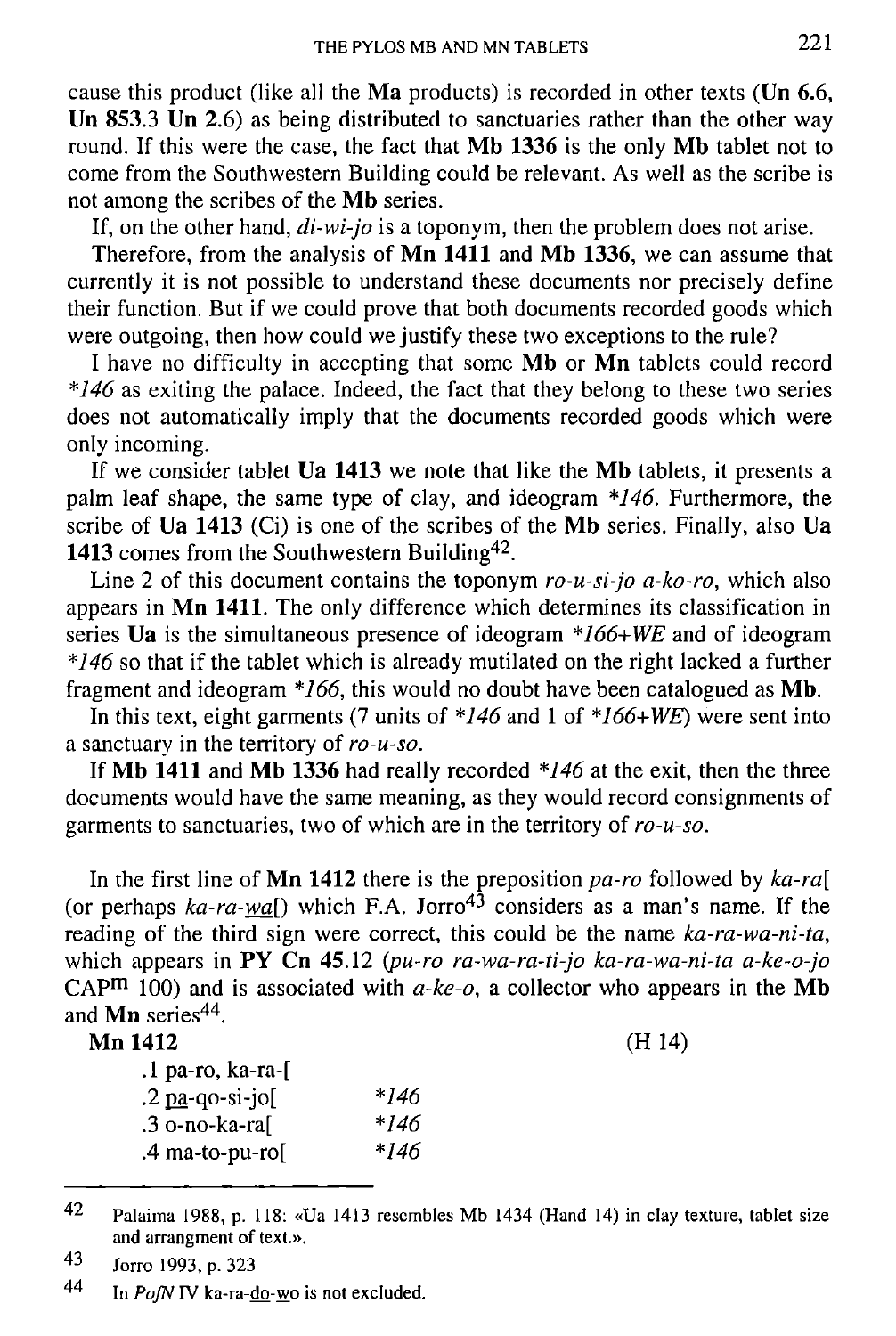cause this product (like all the **Ma** products) is recorded in other texts (**Un 6.6**, **Un 853.3 Un 2.6**) as being distributed to sanctuaries rather than the other way round. If this were the case, the fact that **Mb 1336** is the only **Mb** tablet not to come from the Southwestern Building could be relevant. As well as the scribe is not among the scribes of the **Mb** series.

If, on the other hand, *di-wi-jo* is a toponym, then the problem does not arise.

Therefore, from the analysis of **Mn 1411** and **Mb 1336**, we can assume that currently it is not possible to understand these documents nor precisely define their function. But if we could prove that both documents recorded goods which were outgoing, then how could we justify these two exceptions to the rule?

I have no difficulty in accepting that some **Mb** or **Mn** tablets could record *\*146* as exiting the palace. Indeed, the fact that they belong to these two series does not automatically imply that the documents recorded goods which were only incoming.

If we consider tablet **Ua 1413** we note that like the **Mb** tablets, it presents a palm leaf shape, the same type of clay, and ideogram *\*146*. Furthermore, the scribe of **Ua 1413** (Ci) is one of the scribes of the **Mb** series. Finally, also **Ua 1413** comes from the Southwestern Building[42].

Line 2 of this document contains the toponym *ro-u-si-jo a-ko-ro*, which also appears in **Mn 1411**. The only difference which determines its classification in series **Ua** is the simultaneous presence of ideogram *\*166+WE* and of ideogram *\*146* so that if the tablet which is already mutilated on the right lacked a further fragment and ideogram *\*166*, this would no doubt have been catalogued as **Mb**.

In this text, eight garments (7 units of *\*146* and 1 of *\*166+WE*) were sent into a sanctuary in the territory of *ro-u-so*.

If **Mb 1411** and **Mb 1336** had really recorded *\*146* at the exit, then the three documents would have the same meaning, as they would record consignments of garments to sanctuaries, two of which are in the territory of *ro-u-so*.

In the first line of **Mn 1412** there is the preposition *pa-ro* followed by *ka-ra*[ (or perhaps *ka-ra-wa*[) which F.A. Jorro[43] considers as a man's name. If the reading of the third sign were correct, this could be the name *ka-ra-wa-ni-ta*, which appears in **PY Cn 45**.12 (*pu-ro ra-wa-ra-ti-jo ka-ra-wa-ni-ta a-ke-o-jo* CAP$^{m}$ 100) and is associated with *a-ke-o*, a collector who appears in the **Mb** and **Mn** series[44].

**Mn 1412** (H 14)

```
.1 pa-ro, ka-ra-[
.2 pa-qo-si-jo[      *146
.3 o-no-ka-ra[       *146
.4 ma-to-pu-ro[      *146
```

---

42 Palaima 1988, p. 118: «Ua 1413 resembles Mb 1434 (Hand 14) in clay texture, tablet size and arrangment of text.».

43 Jorro 1993, p. 323

44 In *PofN* IV ka-ra-do-wo is not excluded.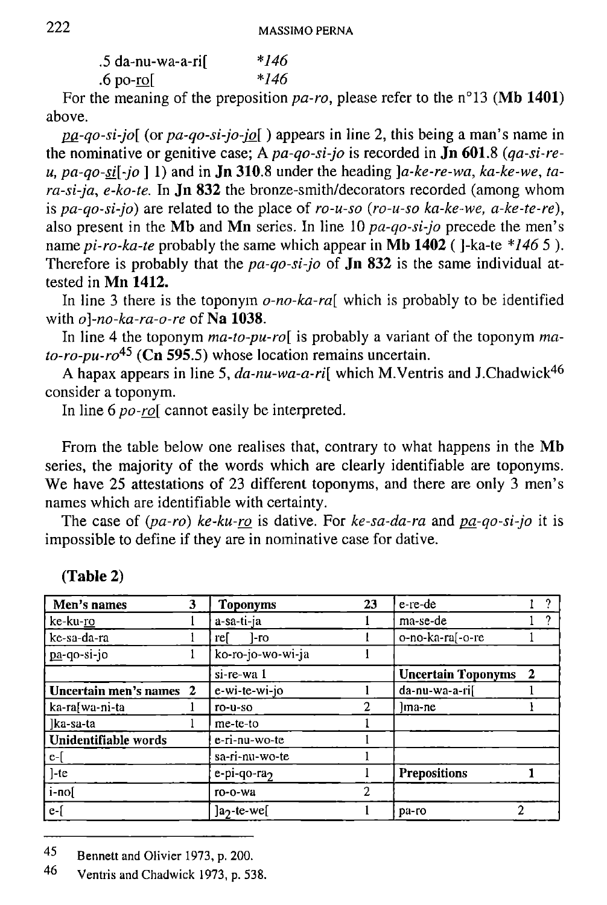.5 da-nu-wa-a-ri[ &nbsp;&nbsp;&nbsp;&nbsp;&nbsp; *146

.6 po-<u>ro</u>[ &nbsp;&nbsp;&nbsp;&nbsp;&nbsp;&nbsp;&nbsp;&nbsp;&nbsp;&nbsp;&nbsp;&nbsp;&nbsp; *146

For the meaning of the preposition *pa-ro*, please refer to the n°13 (**Mb 1401**) above.

*<u>pa</u>-qo-si-jo*[ (or *pa-qo-si-jo-<u>jo</u>*[ ) appears in line 2, this being a man's name in the nominative or genitive case; A *pa-qo-si-jo* is recorded in **Jn 601**.8 (*qa-si-re-u, pa-qo-<u>si</u>[-jo* ] 1) and in **Jn 310**.8 under the heading *]a-ke-re-wa, ka-ke-we, ta-ra-si-ja, e-ko-te*. In **Jn 832** the bronze-smith/decorators recorded (among whom is *pa-qo-si-jo*) are related to the place of *ro-u-so* (*ro-u-so ka-ke-we, a-ke-te-re*), also present in the **Mb** and **Mn** series. In line 10 *pa-qo-si-jo* precede the men's name *pi-ro-ka-te* probably the same which appear in **Mb 1402** ( ]-ka-te *146 5 ). Therefore is probably that the *pa-qo-si-jo* of **Jn 832** is the same individual attested in **Mn 1412.**

In line 3 there is the toponym *o-no-ka-ra*[ which is probably to be identified with *o*]*-no-ka-ra-o-re* of **Na 1038**.

In line 4 the toponym *ma-to-pu-ro*[ is probably a variant of the toponym *ma-to-ro-pu-ro*[45] (**Cn 595**.5) whose location remains uncertain.

A hapax appears in line 5, *da-nu-wa-a-ri*[ which M.Ventris and J.Chadwick[46] consider a toponym.

In line 6 *po-<u>ro</u>*[ cannot easily be interpreted.

From the table below one realises that, contrary to what happens in the **Mb** series, the majority of the words which are clearly identifiable are toponyms. We have 25 attestations of 23 different toponyms, and there are only 3 men's names which are identifiable with certainty.

The case of (*pa-ro*) *ke-ku-<u>ro</u>* is dative. For *ke-sa-da-ra* and *<u>pa</u>-qo-si-jo* it is impossible to define if they are in nominative case for dative.

**(Table 2)**

| **Men's names** | **3** | **Toponyms** | **23** | e-re-de | 1 ? |
|---|---|---|---|---|---|
| ke-ku-<u>ro</u> | 1 | a-sa-ti-ja | 1 | ma-se-de | 1 ? |
| ke-sa-da-ra | 1 | re[ ]-ro | 1 | o-no-ka-ra[-o-re | 1 |
| <u>pa</u>-qo-si-jo | 1 | ko-ro-jo-wo-wi-ja | 1 | | |
| | | si-re-wa 1 | | **Uncertain Toponyms** | **2** |
| **Uncertain men's names** | **2** | e-wi-te-wi-jo | 1 | da-nu-wa-a-ri[ | 1 |
| ka-ra[wa-ni-ta | 1 | ro-u-so | 2 | ]ma-ne | 1 |
| ]ka-sa-ta | 1 | me-te-to | 1 | | |
| **Unidentifiable words** | | e-ri-nu-wo-te | 1 | | |
| e-[ | | sa-ri-nu-wo-te | 1 | | |
| ]-te | | e-pi-qo-ra$_2$ | 1 | **Prepositions** | **1** |
| i-no[ | | ro-o-wa | 2 | | |
| e-[ | | ]a$_2$-te-we[ | 1 | pa-ro | 2 |

---

[45] Bennett and Olivier 1973, p. 200.

[46] Ventris and Chadwick 1973, p. 538.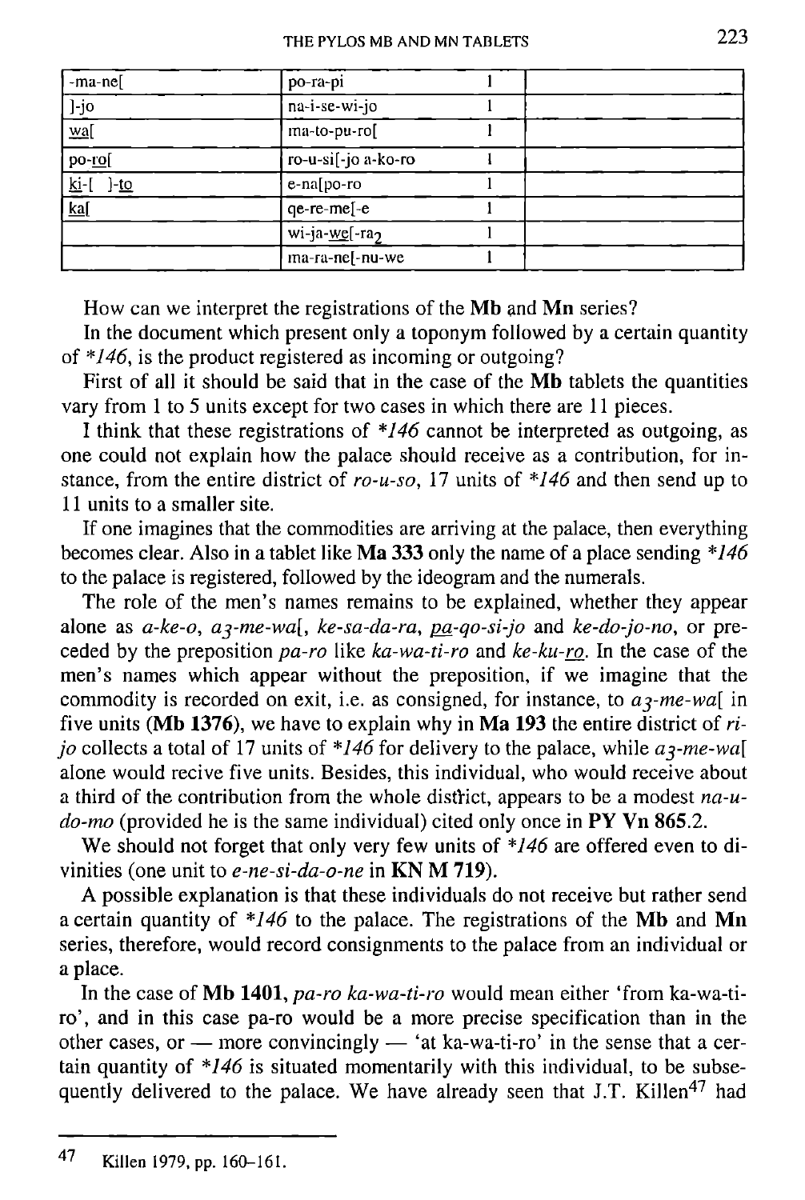| -ma-ne[ | po-ra-pi | 1 | |
|---|---|---|---|
| ]-jo | na-i-se-wi-jo | 1 | |
| wa[ | ma-to-pu-ro[ | 1 | |
| po-ro[ | ro-u-si[-jo a-ko-ro | 1 | |
| ki-[ ]-to | e-na[po-ro | 1 | |
| ka[ | qe-re-me[-e | 1 | |
| | wi-ja-we[-ra$_2$ | 1 | |
| | ma-ra-ne[-nu-we | 1 | |

How can we interpret the registrations of the **Mb** and **Mn** series?

In the document which present only a toponym followed by a certain quantity of *\*146*, is the product registered as incoming or outgoing?

First of all it should be said that in the case of the **Mb** tablets the quantities vary from 1 to 5 units except for two cases in which there are 11 pieces.

I think that these registrations of *\*146* cannot be interpreted as outgoing, as one could not explain how the palace should receive as a contribution, for instance, from the entire district of *ro-u-so*, 17 units of *\*146* and then send up to 11 units to a smaller site.

If one imagines that the commodities are arriving at the palace, then everything becomes clear. Also in a tablet like **Ma 333** only the name of a place sending *\*146* to the palace is registered, followed by the ideogram and the numerals.

The role of the men's names remains to be explained, whether they appear alone as *a-ke-o*, *a$_3$-me-wa*[, *ke-sa-da-ra*, *pa-qo-si-jo* and *ke-do-jo-no*, or preceded by the preposition *pa-ro* like *ka-wa-ti-ro* and *ke-ku-ro*. In the case of the men's names which appear without the preposition, if we imagine that the commodity is recorded on exit, i.e. as consigned, for instance, to *a$_3$-me-wa*[ in five units (**Mb 1376**), we have to explain why in **Ma 193** the entire district of *ri-jo* collects a total of 17 units of *\*146* for delivery to the palace, while *a$_3$-me-wa*[ alone would recive five units. Besides, this individual, who would receive about a third of the contribution from the whole district, appears to be a modest *na-u-do-mo* (provided he is the same individual) cited only once in **PY Vn 865**.2.

We should not forget that only very few units of *\*146* are offered even to divinities (one unit to *e-ne-si-da-o-ne* in **KN M 719**).

A possible explanation is that these individuals do not receive but rather send a certain quantity of *\*146* to the palace. The registrations of the **Mb** and **Mn** series, therefore, would record consignments to the palace from an individual or a place.

In the case of **Mb 1401**, *pa-ro ka-wa-ti-ro* would mean either 'from ka-wa-ti-ro', and in this case pa-ro would be a more precise specification than in the other cases, or — more convincingly — 'at ka-wa-ti-ro' in the sense that a certain quantity of *\*146* is situated momentarily with this individual, to be subsequently delivered to the palace. We have already seen that J.T. Killen[47] had

---

[47] Killen 1979, pp. 160–161.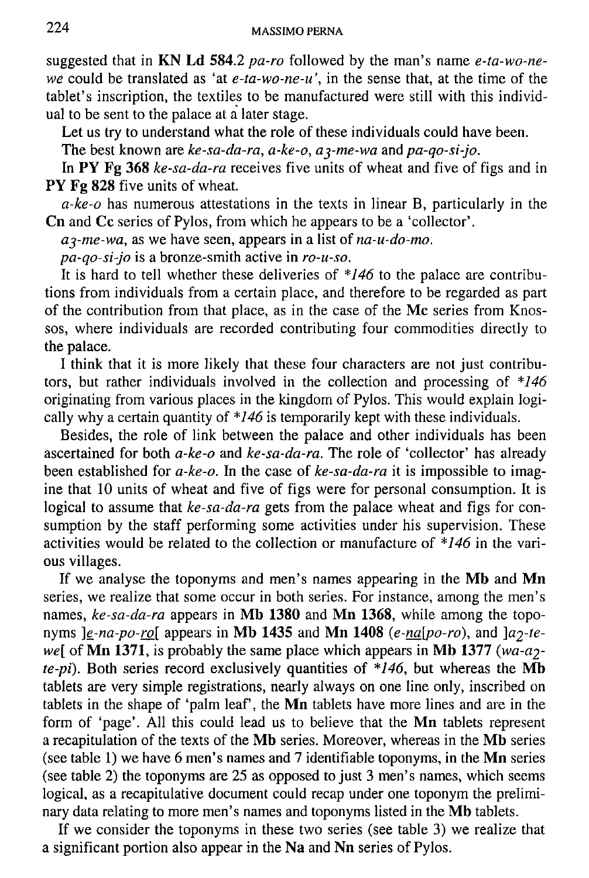suggested that in **KN Ld 584**.2 *pa-ro* followed by the man's name *e-ta-wo-ne-we* could be translated as 'at *e-ta-wo-ne-u*', in the sense that, at the time of the tablet's inscription, the textiles to be manufactured were still with this individual to be sent to the palace at a later stage.

Let us try to understand what the role of these individuals could have been.

The best known are *ke-sa-da-ra*, *a-ke-o*, *a3-me-wa* and *pa-qo-si-jo*.

In **PY Fg 368** *ke-sa-da-ra* receives five units of wheat and five of figs and in **PY Fg 828** five units of wheat.

*a-ke-o* has numerous attestations in the texts in linear B, particularly in the **Cn** and **Cc** series of Pylos, from which he appears to be a 'collector'.

*a3-me-wa*, as we have seen, appears in a list of *na-u-do-mo*.

*pa-qo-si-jo* is a bronze-smith active in *ro-u-so*.

It is hard to tell whether these deliveries of *\*146* to the palace are contributions from individuals from a certain place, and therefore to be regarded as part of the contribution from that place, as in the case of the **Mc** series from Knossos, where individuals are recorded contributing four commodities directly to the palace.

I think that it is more likely that these four characters are not just contributors, but rather individuals involved in the collection and processing of *\*146* originating from various places in the kingdom of Pylos. This would explain logically why a certain quantity of *\*146* is temporarily kept with these individuals.

Besides, the role of link between the palace and other individuals has been ascertained for both *a-ke-o* and *ke-sa-da-ra*. The role of 'collector' has already been established for *a-ke-o*. In the case of *ke-sa-da-ra* it is impossible to imagine that 10 units of wheat and five of figs were for personal consumption. It is logical to assume that *ke-sa-da-ra* gets from the palace wheat and figs for consumption by the staff performing some activities under his supervision. These activities would be related to the collection or manufacture of *\*146* in the various villages.

If we analyse the toponyms and men's names appearing in the **Mb** and **Mn** series, we realize that some occur in both series. For instance, among the men's names, *ke-sa-da-ra* appears in **Mb 1380** and **Mn 1368**, while among the toponyms *]e-na-po-ro[* appears in **Mb 1435** and **Mn 1408** (*e-na[po-ro*), and *]a2-te-we[* of **Mn 1371**, is probably the same place which appears in **Mb 1377** (*wa-a2-te-pi*). Both series record exclusively quantities of *\*146*, but whereas the **Mb** tablets are very simple registrations, nearly always on one line only, inscribed on tablets in the shape of 'palm leaf', the **Mn** tablets have more lines and are in the form of 'page'. All this could lead us to believe that the **Mn** tablets represent a recapitulation of the texts of the **Mb** series. Moreover, whereas in the **Mb** series (see table 1) we have 6 men's names and 7 identifiable toponyms, in the **Mn** series (see table 2) the toponyms are 25 as opposed to just 3 men's names, which seems logical, as a recapitulative document could recap under one toponym the preliminary data relating to more men's names and toponyms listed in the **Mb** tablets.

If we consider the toponyms in these two series (see table 3) we realize that a significant portion also appear in the **Na** and **Nn** series of Pylos.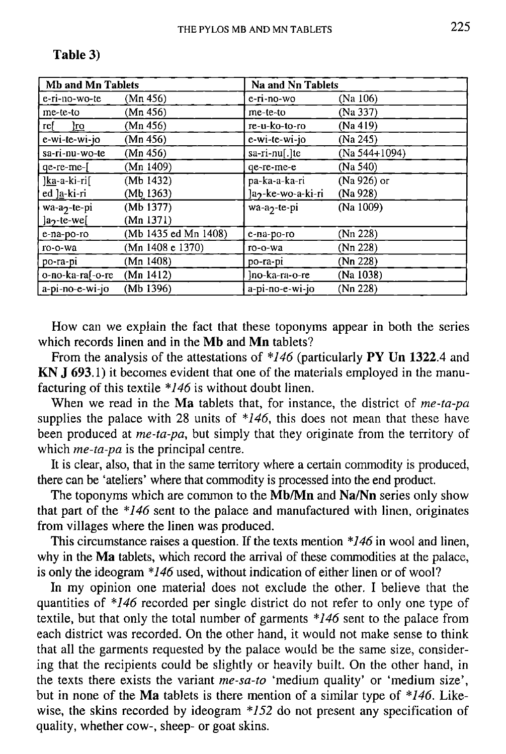**Table 3)**

| Mb and Mn Tablets | | Na and Nn Tablets | |
|---|---|---|---|
| e-ri-no-wo-te | (Mn 456) | e-ri-no-wo | (Na 106) |
| me-te-to | (Mn 456) | me-te-to | (Na 337) |
| re[ ]ro | (Mn 456) | re-u-ko-to-ro | (Na 419) |
| e-wi-te-wi-jo | (Mn 456) | e-wi-te-wi-jo | (Na 245) |
| sa-ri-nu-wo-te | (Mn 456) | sa-ri-nu[.]te | (Na 544+1094) |
| qe-re-me-[ | (Mn 1409) | qe-re-me-e | (Na 540) |
| ]ka-a-ki-ri[ ed ]a-ki-ri | (Mb 1432) (Mb 1363) | pa-ka-a-ka-ri ]a$_2$-ke-wo-a-ki-ri | (Na 926) or (Na 928) |
| wa-a$_2$-te-pi ]a$_2$-te-we[ | (Mb 1377) (Mn 1371) | wa-a$_2$-te-pi | (Na 1009) |
| e-na-po-ro | (Mb 1435 ed Mn 1408) | e-na-po-ro | (Nn 228) |
| ro-o-wa | (Mn 1408 e 1370) | ro-o-wa | (Nn 228) |
| po-ra-pi | (Mn 1408) | po-ra-pi | (Nn 228) |
| o-no-ka-ra[-o-re | (Mn 1412) | ]no-ka-ra-o-re | (Na 1038) |
| a-pi-no-e-wi-jo | (Mb 1396) | a-pi-no-e-wi-jo | (Nn 228) |

How can we explain the fact that these toponyms appear in both the series which records linen and in the **Mb** and **Mn** tablets?

From the analysis of the attestations of *\*146* (particularly **PY Un 1322**.4 and **KN J 693**.1) it becomes evident that one of the materials employed in the manufacturing of this textile *\*146* is without doubt linen.

When we read in the **Ma** tablets that, for instance, the district of *me-ta-pa* supplies the palace with 28 units of *\*146*, this does not mean that these have been produced at *me-ta-pa*, but simply that they originate from the territory of which *me-ta-pa* is the principal centre.

It is clear, also, that in the same territory where a certain commodity is produced, there can be 'ateliers' where that commodity is processed into the end product.

The toponyms which are common to the **Mb/Mn** and **Na/Nn** series only show that part of the *\*146* sent to the palace and manufactured with linen, originates from villages where the linen was produced.

This circumstance raises a question. If the texts mention *\*146* in wool and linen, why in the **Ma** tablets, which record the arrival of these commodities at the palace, is only the ideogram *\*146* used, without indication of either linen or of wool?

In my opinion one material does not exclude the other. I believe that the quantities of *\*146* recorded per single district do not refer to only one type of textile, but that only the total number of garments *\*146* sent to the palace from each district was recorded. On the other hand, it would not make sense to think that all the garments requested by the palace would be the same size, considering that the recipients could be slightly or heavily built. On the other hand, in the texts there exists the variant *me-sa-to* 'medium quality' or 'medium size', but in none of the **Ma** tablets is there mention of a similar type of *\*146*. Likewise, the skins recorded by ideogram *\*152* do not present any specification of quality, whether cow-, sheep- or goat skins.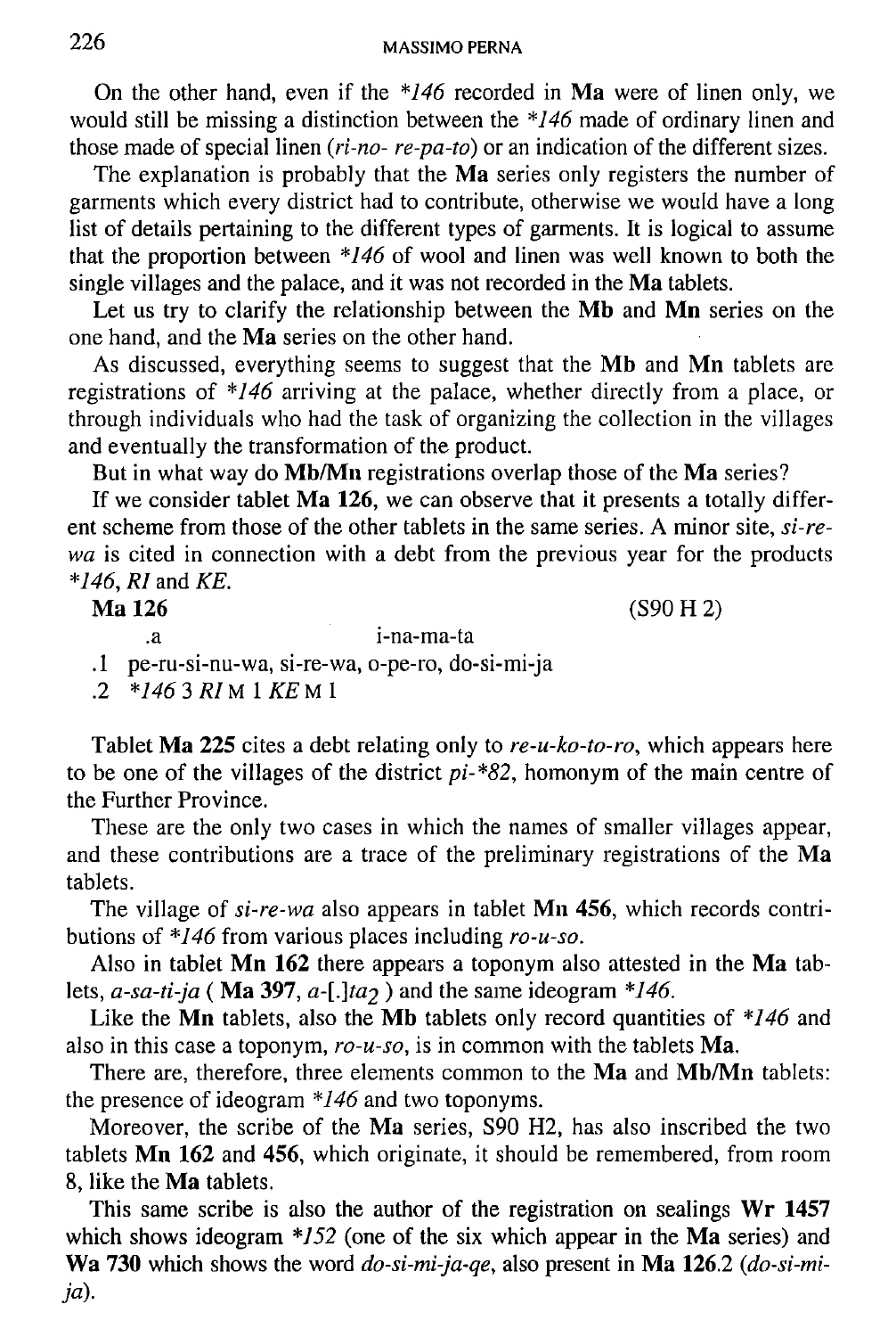On the other hand, even if the *146* recorded in **Ma** were of linen only, we would still be missing a distinction between the *146* made of ordinary linen and those made of special linen (*ri-no- re-pa-to*) or an indication of the different sizes.

The explanation is probably that the **Ma** series only registers the number of garments which every district had to contribute, otherwise we would have a long list of details pertaining to the different types of garments. It is logical to assume that the proportion between *146* of wool and linen was well known to both the single villages and the palace, and it was not recorded in the **Ma** tablets.

Let us try to clarify the relationship between the **Mb** and **Mn** series on the one hand, and the **Ma** series on the other hand.

As discussed, everything seems to suggest that the **Mb** and **Mn** tablets are registrations of *146* arriving at the palace, whether directly from a place, or through individuals who had the task of organizing the collection in the villages and eventually the transformation of the product.

But in what way do **Mb/Mn** registrations overlap those of the **Ma** series?

If we consider tablet **Ma 126**, we can observe that it presents a totally different scheme from those of the other tablets in the same series. A minor site, *si-re-wa* is cited in connection with a debt from the previous year for the products *146*, *RI* and *KE*.

**Ma 126** (S90 H 2)

```
.a                    i-na-ma-ta
.1  pe-ru-si-nu-wa, si-re-wa, o-pe-ro, do-si-mi-ja
.2  *146 3 RI M 1 KE M 1
```

Tablet **Ma 225** cites a debt relating only to *re-u-ko-to-ro*, which appears here to be one of the villages of the district *pi-*82*, homonym of the main centre of the Further Province.

These are the only two cases in which the names of smaller villages appear, and these contributions are a trace of the preliminary registrations of the **Ma** tablets.

The village of *si-re-wa* also appears in tablet **Mn 456**, which records contributions of *146* from various places including *ro-u-so*.

Also in tablet **Mn 162** there appears a toponym also attested in the **Ma** tablets, *a-sa-ti-ja* ( **Ma 397**, *a-[.]ta$_2$* ) and the same ideogram *146*.

Like the **Mn** tablets, also the **Mb** tablets only record quantities of *146* and also in this case a toponym, *ro-u-so*, is in common with the tablets **Ma**.

There are, therefore, three elements common to the **Ma** and **Mb/Mn** tablets: the presence of ideogram *146* and two toponyms.

Moreover, the scribe of the **Ma** series, S90 H2, has also inscribed the two tablets **Mn 162** and **456**, which originate, it should be remembered, from room 8, like the **Ma** tablets.

This same scribe is also the author of the registration on sealings **Wr 1457** which shows ideogram *152* (one of the six which appear in the **Ma** series) and **Wa 730** which shows the word *do-si-mi-ja-qe*, also present in **Ma 126**.2 (*do-si-mi-ja*).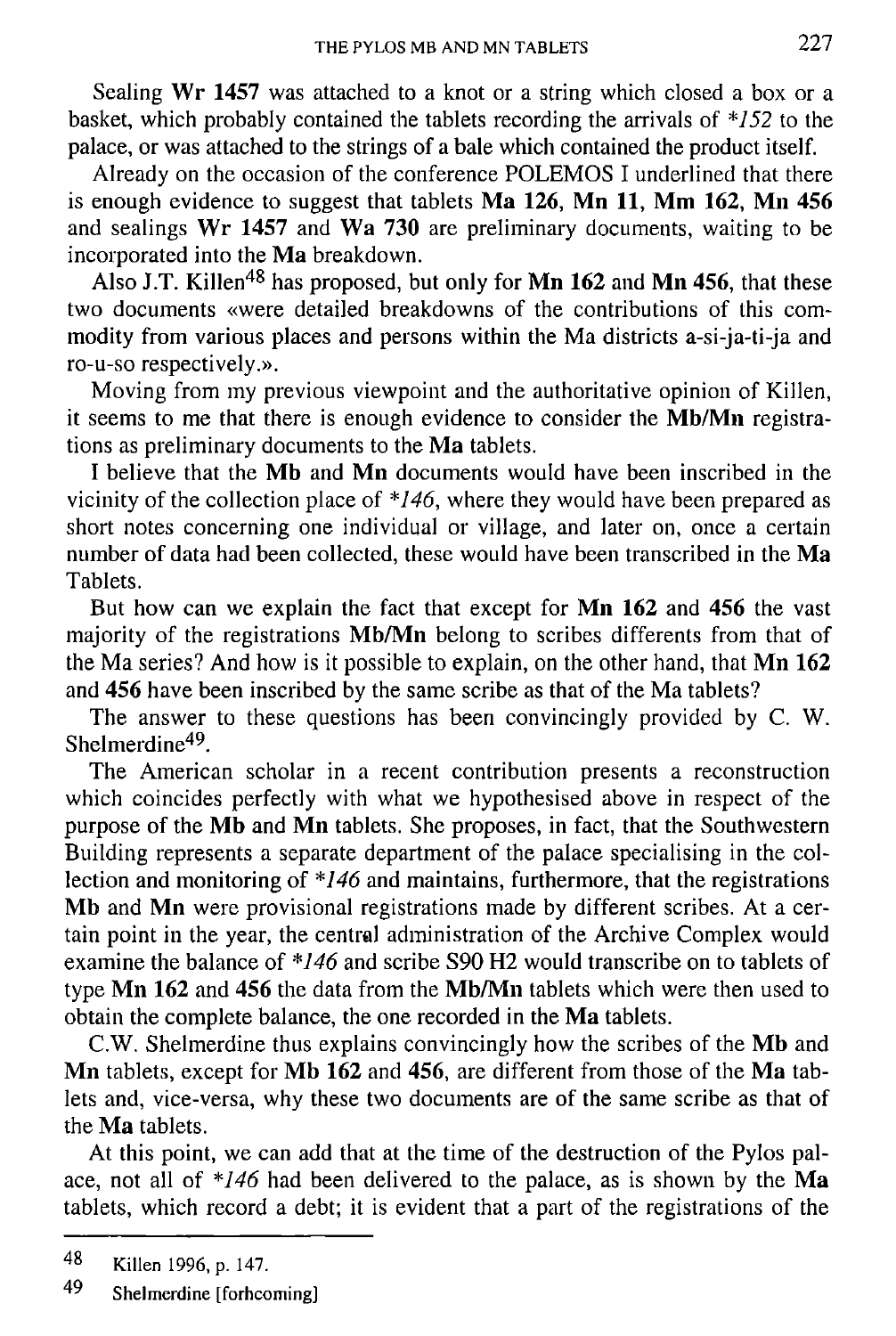Sealing **Wr 1457** was attached to a knot or a string which closed a box or a basket, which probably contained the tablets recording the arrivals of *\*152* to the palace, or was attached to the strings of a bale which contained the product itself.

Already on the occasion of the conference POLEMOS I underlined that there is enough evidence to suggest that tablets **Ma 126**, **Mn 11**, **Mm 162**, **Mn 456** and sealings **Wr 1457** and **Wa 730** are preliminary documents, waiting to be incorporated into the **Ma** breakdown.

Also J.T. Killen[48] has proposed, but only for **Mn 162** and **Mn 456**, that these two documents «were detailed breakdowns of the contributions of this commodity from various places and persons within the Ma districts a-si-ja-ti-ja and ro-u-so respectively.».

Moving from my previous viewpoint and the authoritative opinion of Killen, it seems to me that there is enough evidence to consider the **Mb/Mn** registrations as preliminary documents to the **Ma** tablets.

I believe that the **Mb** and **Mn** documents would have been inscribed in the vicinity of the collection place of *\*146*, where they would have been prepared as short notes concerning one individual or village, and later on, once a certain number of data had been collected, these would have been transcribed in the **Ma** Tablets.

But how can we explain the fact that except for **Mn 162** and **456** the vast majority of the registrations **Mb/Mn** belong to scribes differents from that of the Ma series? And how is it possible to explain, on the other hand, that **Mn 162** and **456** have been inscribed by the same scribe as that of the Ma tablets?

The answer to these questions has been convincingly provided by C. W. Shelmerdine[49].

The American scholar in a recent contribution presents a reconstruction which coincides perfectly with what we hypothesised above in respect of the purpose of the **Mb** and **Mn** tablets. She proposes, in fact, that the Southwestern Building represents a separate department of the palace specialising in the collection and monitoring of *\*146* and maintains, furthermore, that the registrations **Mb** and **Mn** were provisional registrations made by different scribes. At a certain point in the year, the central administration of the Archive Complex would examine the balance of *\*146* and scribe S90 H2 would transcribe on to tablets of type **Mn 162** and **456** the data from the **Mb/Mn** tablets which were then used to obtain the complete balance, the one recorded in the **Ma** tablets.

C.W. Shelmerdine thus explains convincingly how the scribes of the **Mb** and **Mn** tablets, except for **Mb 162** and **456**, are different from those of the **Ma** tablets and, vice-versa, why these two documents are of the same scribe as that of the **Ma** tablets.

At this point, we can add that at the time of the destruction of the Pylos palace, not all of *\*146* had been delivered to the palace, as is shown by the **Ma** tablets, which record a debt; it is evident that a part of the registrations of the

---

48 Killen 1996, p. 147.

49 Shelmerdine [forhcoming]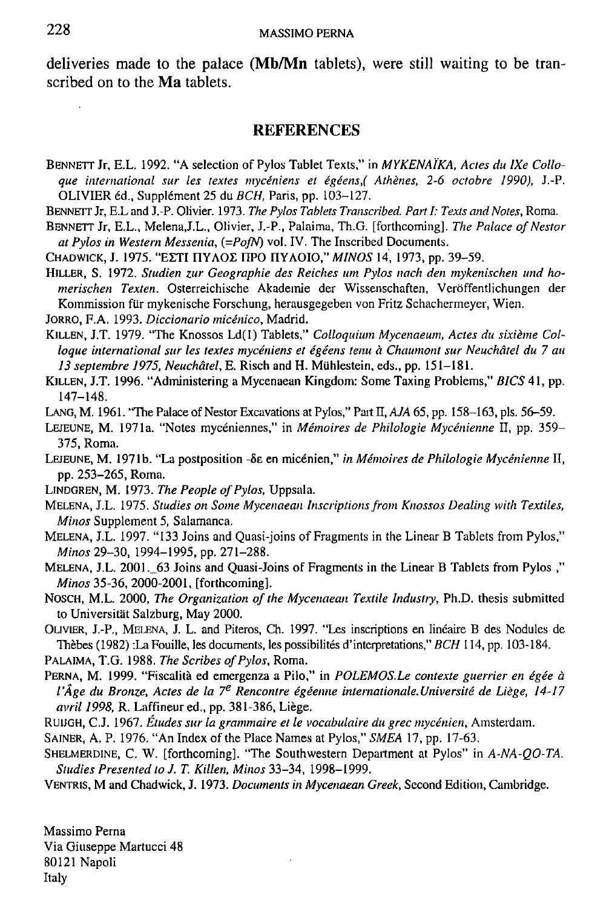deliveries made to the palace (**Mb/Mn** tablets), were still waiting to be transcribed on to the **Ma** tablets.

## REFERENCES

BENNETT Jr, E.L. 1992. "A selection of Pylos Tablet Texts," in *MYKENAÏKA, Actes du IXe Colloque international sur les textes mycéniens et égéens,( Athènes, 2-6 octobre 1990)*, J.-P. OLIVIER éd., Supplément 25 du *BCH*, Paris, pp. 103–127.

BENNETT Jr, E.L and J.-P. Olivier. 1973. *The Pylos Tablets Transcribed. Part I: Texts and Notes*, Roma.

BENNETT Jr, E.L., Melena,J.L., Olivier, J.-P., Palaima, Th.G. [forthcoming]. *The Palace of Nestor at Pylos in Western Messenia*, (=*PofN*) vol. IV. The Inscribed Documents.

CHADWICK, J. 1975. "ΕΣΤΙ ΠΥΛΟΣ ΠΡΟ ΠΥΛΟΙΟ," *MINOS* 14, 1973, pp. 39–59.

HILLER, S. 1972. *Studien zur Geographie des Reiches um Pylos nach den mykenischen und homerischen Texten*. Osterreichische Akademie der Wissenschaften, Veröffentlichungen der Kommission für mykenische Forschung, herausgegeben von Fritz Schachermeyer, Wien.

JORRO, F.A. 1993. *Diccionario micénico*, Madrid.

KILLEN, J.T. 1979. "The Knossos Ld(1) Tablets," *Colloquium Mycenaeum, Actes du sixième Colloque international sur les textes mycéniens et égéens tenu à Chaumont sur Neuchâtel du 7 au 13 septembre 1975, Neuchâtel*, E. Risch and H. Mühlestein, eds., pp. 151–181.

KILLEN, J.T. 1996. "Administering a Mycenaean Kingdom: Some Taxing Problems," *BICS* 41, pp. 147–148.

LANG, M. 1961. "The Palace of Nestor Excavations at Pylos," Part II, *AJA* 65, pp. 158–163, pls. 56–59.

LEJEUNE, M. 1971a. "Notes mycéniennes," in *Mémoires de Philologie Mycénienne* II, pp. 359–375, Roma.

LEJEUNE, M. 1971b. "La postposition -δε en micénien," *in Mémoires de Philologie Mycénienne* II, pp. 253–265, Roma.

LINDGREN, M. 1973. *The People of Pylos*, Uppsala.

MELENA, J.L. 1975. *Studies on Some Mycenaean Inscriptions from Knossos Dealing with Textiles, Minos* Supplement 5, Salamanca.

MELENA, J.L. 1997. "133 Joins and Quasi-joins of Fragments in the Linear B Tablets from Pylos," *Minos* 29-30, 1994–1995, pp. 271–288.

MELENA, J.L. 2001._63 Joins and Quasi-Joins of Fragments in the Linear B Tablets from Pylos ," *Minos* 35-36, 2000-2001, [forthcoming].

NOSCH, M.L. 2000, *The Organization of the Mycenaean Textile Industry*, Ph.D. thesis submitted to Universität Salzburg, May 2000.

OLIVIER, J.-P., MELENA, J. L. and Piteros, Ch. 1997. "Les inscriptions en linéaire B des Nodules de Thèbes (1982) :La Fouille, les documents, les possibilités d'interpretations," *BCH* 114, pp. 103-184.

PALAIMA, T.G. 1988. *The Scribes of Pylos*, Roma.

PERNA, M. 1999. "Fiscalità ed emergenza a Pilo," in *POLEMOS.Le contexte guerrier en égée à l'Âge du Bronze, Actes de la 7e Rencontre égéenne internationale.Université de Liège, 14-17 avril 1998*, R. Laffineur ed., pp. 381-386, Liège.

RUIJGH, C.J. 1967. *Études sur la grammaire et le vocabulaire du grec mycénien*, Amsterdam.

SAINER, A. P. 1976. "An Index of the Place Names at Pylos," *SMEA* 17, pp. 17-63.

SHELMERDINE, C. W. [forthcoming]. "The Southwestern Department at Pylos" in *A-NA-QO-TA. Studies Presented to J. T. Killen, Minos* 33–34, 1998–1999.

VENTRIS, M and Chadwick, J. 1973. *Documents in Mycenaean Greek*, Second Edition, Cambridge.

Massimo Perna
Via Giuseppe Martucci 48
80121 Napoli
Italy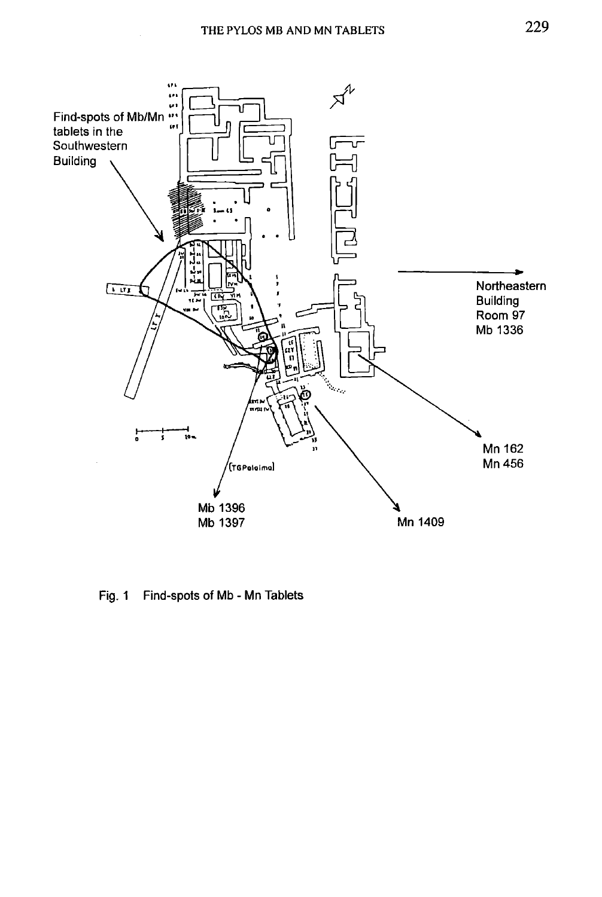Find-spots of Mb/Mn tablets in the Southwestern Building

Northeastern Building Room 97 Mb 1336

Mn 162
Mn 456

Mb 1396
Mb 1397

Mn 1409

Fig. 1 Find-spots of Mb - Mn Tablets